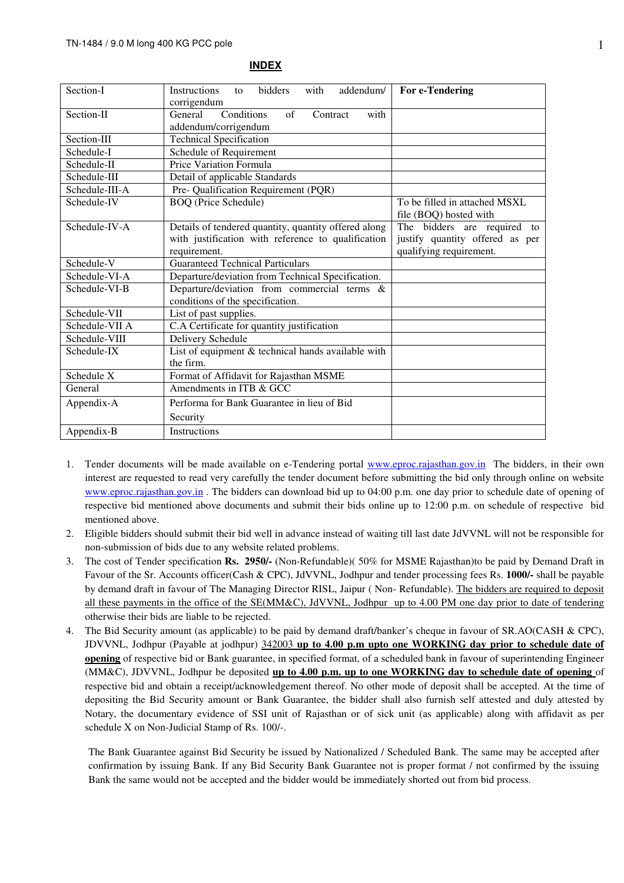## INDEX

| | | |
|---|---|---|
| Section-I | Instructions to bidders with addendum/ corrigendum | **For e-Tendering** |
| Section-II | General Conditions of Contract with addendum/corrigendum | |
| Section-III | Technical Specification | |
| Schedule-I | Schedule of Requirement | |
| Schedule-II | Price Variation Formula | |
| Schedule-III | Detail of applicable Standards | |
| Schedule-III-A | Pre- Qualification Requirement (PQR) | |
| Schedule-IV | BOQ (Price Schedule) | To be filled in attached MSXL file (BOQ) hosted with |
| Schedule-IV-A | Details of tendered quantity, quantity offered along with justification with reference to qualification requirement. | The bidders are required to justify quantity offered as per qualifying requirement. |
| Schedule-V | Guaranteed Technical Particulars | |
| Schedule-VI-A | Departure/deviation from Technical Specification. | |
| Schedule-VI-B | Departure/deviation from commercial terms & conditions of the specification. | |
| Schedule-VII | List of past supplies. | |
| Schedule-VII A | C.A Certificate for quantity justification | |
| Schedule-VIII | Delivery Schedule | |
| Schedule-IX | List of equipment & technical hands available with the firm. | |
| Schedule X | Format of Affidavit for Rajasthan MSME | |
| General | Amendments in ITB & GCC | |
| Appendix-A | Performa for Bank Guarantee in lieu of Bid Security | |
| Appendix-B | Instructions | |

1. Tender documents will be made available on e-Tendering portal www.eproc.rajasthan.gov.in The bidders, in their own interest are requested to read very carefully the tender document before submitting the bid only through online on website www.eproc.rajasthan.gov.in . The bidders can download bid up to 04:00 p.m. one day prior to schedule date of opening of respective bid mentioned above documents and submit their bids online up to 12:00 p.m. on schedule of respective bid mentioned above.
2. Eligible bidders should submit their bid well in advance instead of waiting till last date JdVVNL will not be responsible for non-submission of bids due to any website related problems.
3. The cost of Tender specification **Rs. 2950/-** (Non-Refundable)( 50% for MSME Rajasthan)to be paid by Demand Draft in Favour of the Sr. Accounts officer(Cash & CPC), JdVVNL, Jodhpur and tender processing fees Rs. **1000/-** shall be payable by demand draft in favour of The Managing Director RISL, Jaipur ( Non- Refundable). <u>The bidders are required to deposit all these payments in the office of the SE(MM&C), JdVVNL, Jodhpur up to 4.00 PM one day prior to date of tendering</u> otherwise their bids are liable to be rejected.
4. The Bid Security amount (as applicable) to be paid by demand draft/banker's cheque in favour of SR.AO(CASH & CPC), JDVVNL, Jodhpur (Payable at jodhpur) <u>342003</u> **<u>up to 4.00 p.m upto one WORKING day prior to schedule date of opening</u>** of respective bid or Bank guarantee, in specified format, of a scheduled bank in favour of superintending Engineer (MM&C), JDVVNL, Jodhpur be deposited **<u>up to 4.00 p.m. up to one WORKING day to schedule date of opening</u>** of respective bid and obtain a receipt/acknowledgement thereof. No other mode of deposit shall be accepted. At the time of depositing the Bid Security amount or Bank Guarantee, the bidder shall also furnish self attested and duly attested by Notary, the documentary evidence of SSI unit of Rajasthan or of sick unit (as applicable) along with affidavit as per schedule X on Non-Judicial Stamp of Rs. 100/-.

   The Bank Guarantee against Bid Security be issued by Nationalized / Scheduled Bank. The same may be accepted after confirmation by issuing Bank. If any Bid Security Bank Guarantee not is proper format / not confirmed by the issuing Bank the same would not be accepted and the bidder would be immediately shorted out from bid process.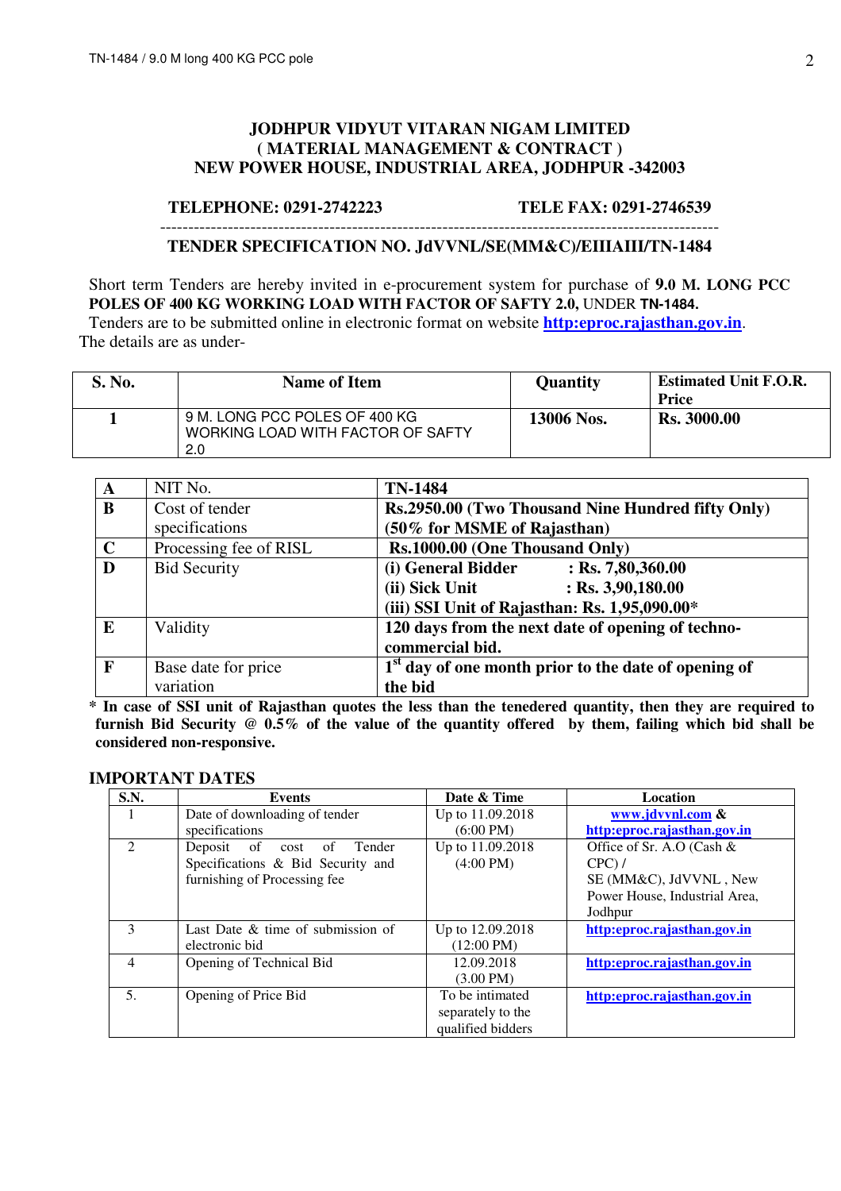**JODHPUR VIDYUT VITARAN NIGAM LIMITED**
**( MATERIAL MANAGEMENT & CONTRACT )**
**NEW POWER HOUSE, INDUSTRIAL AREA, JODHPUR -342003**

**TELEPHONE: 0291-2742223** **TELE FAX: 0291-2746539**

---

**TENDER SPECIFICATION NO. JdVVNL/SE(MM&C)/EIIIAIII/TN-1484**

Short term Tenders are hereby invited in e-procurement system for purchase of **9.0 M. LONG PCC POLES OF 400 KG WORKING LOAD WITH FACTOR OF SAFTY 2.0,** UNDER **TN-1484.**
Tenders are to be submitted online in electronic format on website **http:eproc.rajasthan.gov.in**.
The details are as under-

| S. No. | Name of Item | Quantity | Estimated Unit F.O.R. Price |
|---|---|---|---|
| 1 | 9 M. LONG PCC POLES OF 400 KG WORKING LOAD WITH FACTOR OF SAFTY 2.0 | 13006 Nos. | Rs. 3000.00 |

| | | |
|---|---|---|
| **A** | NIT No. | **TN-1484** |
| **B** | Cost of tender specifications | **Rs.2950.00 (Two Thousand Nine Hundred fifty Only) (50% for MSME of Rajasthan)** |
| **C** | Processing fee of RISL | **Rs.1000.00 (One Thousand Only)** |
| **D** | Bid Security | **(i) General Bidder : Rs. 7,80,360.00**<br>**(ii) Sick Unit : Rs. 3,90,180.00**<br>**(iii) SSI Unit of Rajasthan: Rs. 1,95,090.00*** |
| **E** | Validity | **120 days from the next date of opening of techno-commercial bid.** |
| **F** | Base date for price variation | **1st day of one month prior to the date of opening of the bid** |

**\* In case of SSI unit of Rajasthan quotes the less than the tenedered quantity, then they are required to furnish Bid Security @ 0.5% of the value of the quantity offered by them, failing which bid shall be considered non-responsive.**

**IMPORTANT DATES**

| S.N. | Events | Date & Time | Location |
|---|---|---|---|
| 1 | Date of downloading of tender specifications | Up to 11.09.2018 (6:00 PM) | **www.jdvvnl.com & http:eproc.rajasthan.gov.in** |
| 2 | Deposit of cost of Tender Specifications & Bid Security and furnishing of Processing fee | Up to 11.09.2018 (4:00 PM) | Office of Sr. A.O (Cash & CPC) / SE (MM&C), JdVVNL , New Power House, Industrial Area, Jodhpur |
| 3 | Last Date & time of submission of electronic bid | Up to 12.09.2018 (12:00 PM) | **http:eproc.rajasthan.gov.in** |
| 4 | Opening of Technical Bid | 12.09.2018 (3.00 PM) | **http:eproc.rajasthan.gov.in** |
| 5. | Opening of Price Bid | To be intimated separately to the qualified bidders | **http:eproc.rajasthan.gov.in** |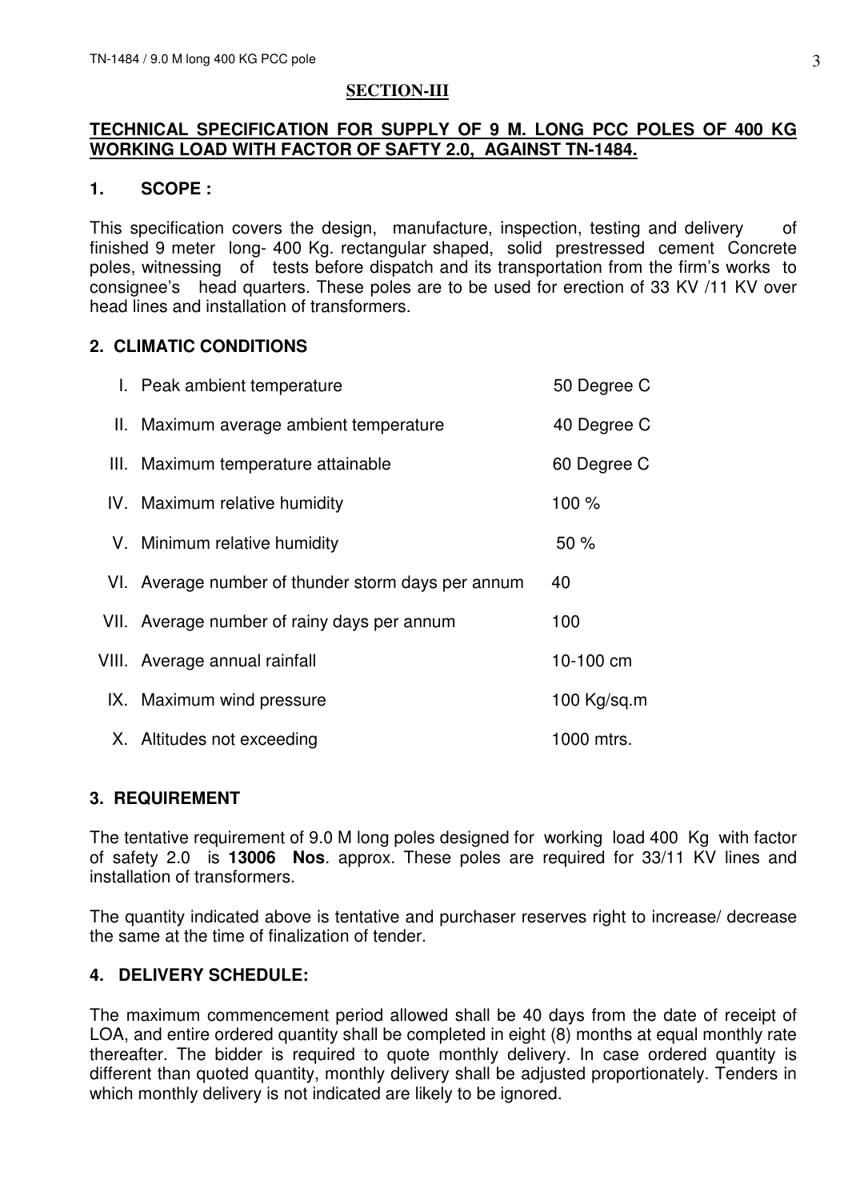## SECTION-III

**TECHNICAL SPECIFICATION FOR SUPPLY OF 9 M. LONG PCC POLES OF 400 KG WORKING LOAD WITH FACTOR OF SAFTY 2.0, AGAINST TN-1484.**

### 1. SCOPE :

This specification covers the design, manufacture, inspection, testing and delivery of finished 9 meter long- 400 Kg. rectangular shaped, solid prestressed cement Concrete poles, witnessing of tests before dispatch and its transportation from the firm's works to consignee's head quarters. These poles are to be used for erection of 33 KV /11 KV over head lines and installation of transformers.

### 2. CLIMATIC CONDITIONS

| | | |
|---|---|---|
| I. | Peak ambient temperature | 50 Degree C |
| II. | Maximum average ambient temperature | 40 Degree C |
| III. | Maximum temperature attainable | 60 Degree C |
| IV. | Maximum relative humidity | 100 % |
| V. | Minimum relative humidity | 50 % |
| VI. | Average number of thunder storm days per annum | 40 |
| VII. | Average number of rainy days per annum | 100 |
| VIII. | Average annual rainfall | 10-100 cm |
| IX. | Maximum wind pressure | 100 Kg/sq.m |
| X. | Altitudes not exceeding | 1000 mtrs. |

### 3. REQUIREMENT

The tentative requirement of 9.0 M long poles designed for working load 400 Kg with factor of safety 2.0 is **13006 Nos**. approx. These poles are required for 33/11 KV lines and installation of transformers.

The quantity indicated above is tentative and purchaser reserves right to increase/ decrease the same at the time of finalization of tender.

### 4. DELIVERY SCHEDULE:

The maximum commencement period allowed shall be 40 days from the date of receipt of LOA, and entire ordered quantity shall be completed in eight (8) months at equal monthly rate thereafter. The bidder is required to quote monthly delivery. In case ordered quantity is different than quoted quantity, monthly delivery shall be adjusted proportionately. Tenders in which monthly delivery is not indicated are likely to be ignored.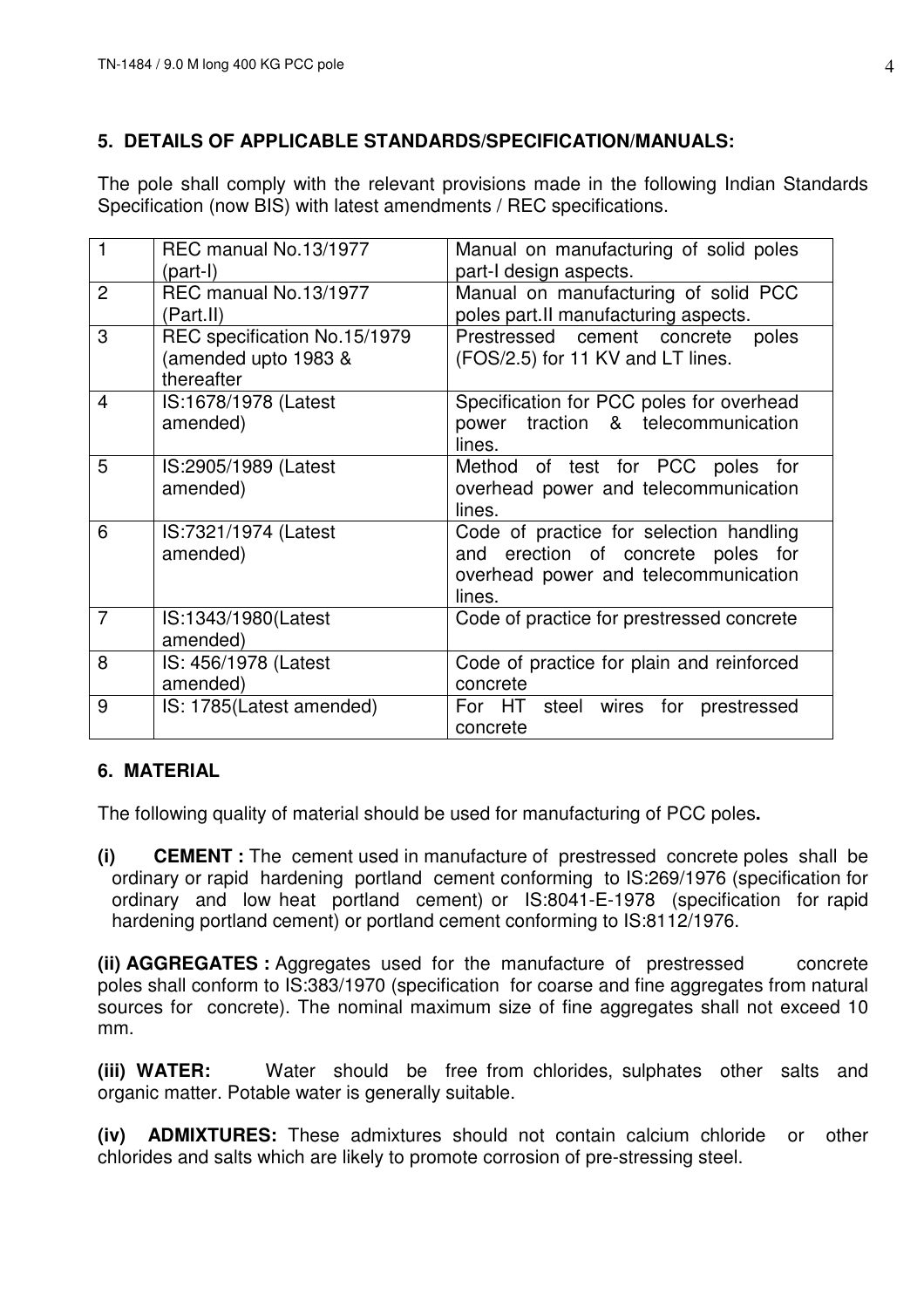## 5. DETAILS OF APPLICABLE STANDARDS/SPECIFICATION/MANUALS:

The pole shall comply with the relevant provisions made in the following Indian Standards Specification (now BIS) with latest amendments / REC specifications.

| | | |
|---|---|---|
| 1 | REC manual No.13/1977 (part-I) | Manual on manufacturing of solid poles part-I design aspects. |
| 2 | REC manual No.13/1977 (Part.II) | Manual on manufacturing of solid PCC poles part.II manufacturing aspects. |
| 3 | REC specification No.15/1979 (amended upto 1983 & thereafter | Prestressed cement concrete poles (FOS/2.5) for 11 KV and LT lines. |
| 4 | IS:1678/1978 (Latest amended) | Specification for PCC poles for overhead power traction & telecommunication lines. |
| 5 | IS:2905/1989 (Latest amended) | Method of test for PCC poles for overhead power and telecommunication lines. |
| 6 | IS:7321/1974 (Latest amended) | Code of practice for selection handling and erection of concrete poles for overhead power and telecommunication lines. |
| 7 | IS:1343/1980(Latest amended) | Code of practice for prestressed concrete |
| 8 | IS: 456/1978 (Latest amended) | Code of practice for plain and reinforced concrete |
| 9 | IS: 1785(Latest amended) | For HT steel wires for prestressed concrete |

## 6. MATERIAL

The following quality of material should be used for manufacturing of PCC poles**.**

**(i) CEMENT :** The cement used in manufacture of prestressed concrete poles shall be ordinary or rapid hardening portland cement conforming to IS:269/1976 (specification for ordinary and low heat portland cement) or IS:8041-E-1978 (specification for rapid hardening portland cement) or portland cement conforming to IS:8112/1976.

**(ii) AGGREGATES :** Aggregates used for the manufacture of prestressed concrete poles shall conform to IS:383/1970 (specification for coarse and fine aggregates from natural sources for concrete). The nominal maximum size of fine aggregates shall not exceed 10 mm.

**(iii) WATER:** Water should be free from chlorides, sulphates other salts and organic matter. Potable water is generally suitable.

**(iv) ADMIXTURES:** These admixtures should not contain calcium chloride or other chlorides and salts which are likely to promote corrosion of pre-stressing steel.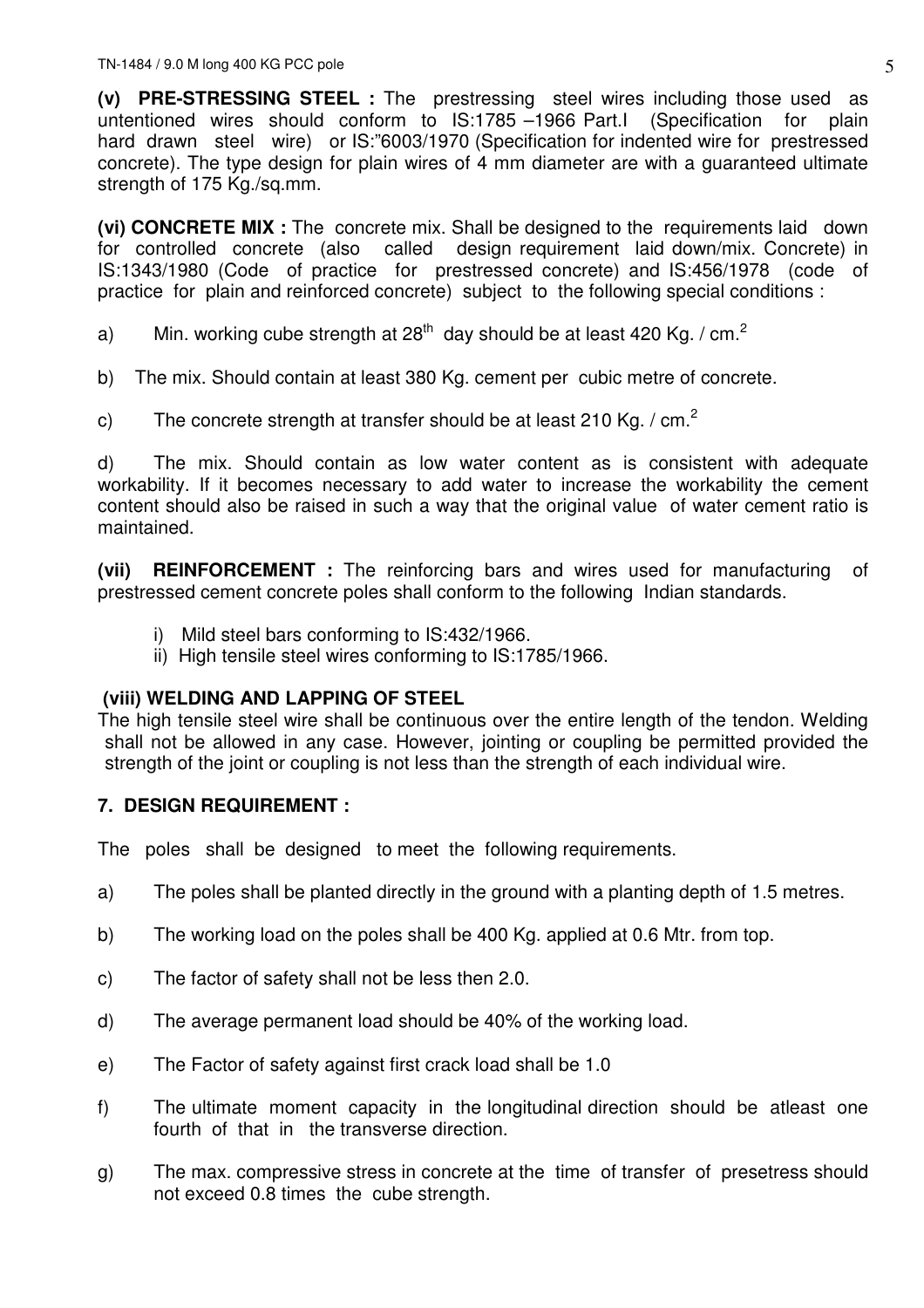**(v) PRE-STRESSING STEEL :** The prestressing steel wires including those used as untentioned wires should conform to IS:1785 –1966 Part.I (Specification for plain hard drawn steel wire) or IS:"6003/1970 (Specification for indented wire for prestressed concrete). The type design for plain wires of 4 mm diameter are with a guaranteed ultimate strength of 175 Kg./sq.mm.

**(vi) CONCRETE MIX :** The concrete mix. Shall be designed to the requirements laid down for controlled concrete (also called design requirement laid down/mix. Concrete) in IS:1343/1980 (Code of practice for prestressed concrete) and IS:456/1978 (code of practice for plain and reinforced concrete) subject to the following special conditions :

a) Min. working cube strength at 28th day should be at least 420 Kg. / cm.$^2$

b) The mix. Should contain at least 380 Kg. cement per cubic metre of concrete.

c) The concrete strength at transfer should be at least 210 Kg. / cm.$^2$

d) The mix. Should contain as low water content as is consistent with adequate workability. If it becomes necessary to add water to increase the workability the cement content should also be raised in such a way that the original value of water cement ratio is maintained.

**(vii) REINFORCEMENT :** The reinforcing bars and wires used for manufacturing of prestressed cement concrete poles shall conform to the following Indian standards.

i) Mild steel bars conforming to IS:432/1966.
ii) High tensile steel wires conforming to IS:1785/1966.

**(viii) WELDING AND LAPPING OF STEEL**

The high tensile steel wire shall be continuous over the entire length of the tendon. Welding shall not be allowed in any case. However, jointing or coupling be permitted provided the strength of the joint or coupling is not less than the strength of each individual wire.

## 7. DESIGN REQUIREMENT :

The poles shall be designed to meet the following requirements.

a) The poles shall be planted directly in the ground with a planting depth of 1.5 metres.

b) The working load on the poles shall be 400 Kg. applied at 0.6 Mtr. from top.

c) The factor of safety shall not be less then 2.0.

d) The average permanent load should be 40% of the working load.

e) The Factor of safety against first crack load shall be 1.0

f) The ultimate moment capacity in the longitudinal direction should be atleast one fourth of that in the transverse direction.

g) The max. compressive stress in concrete at the time of transfer of presetress should not exceed 0.8 times the cube strength.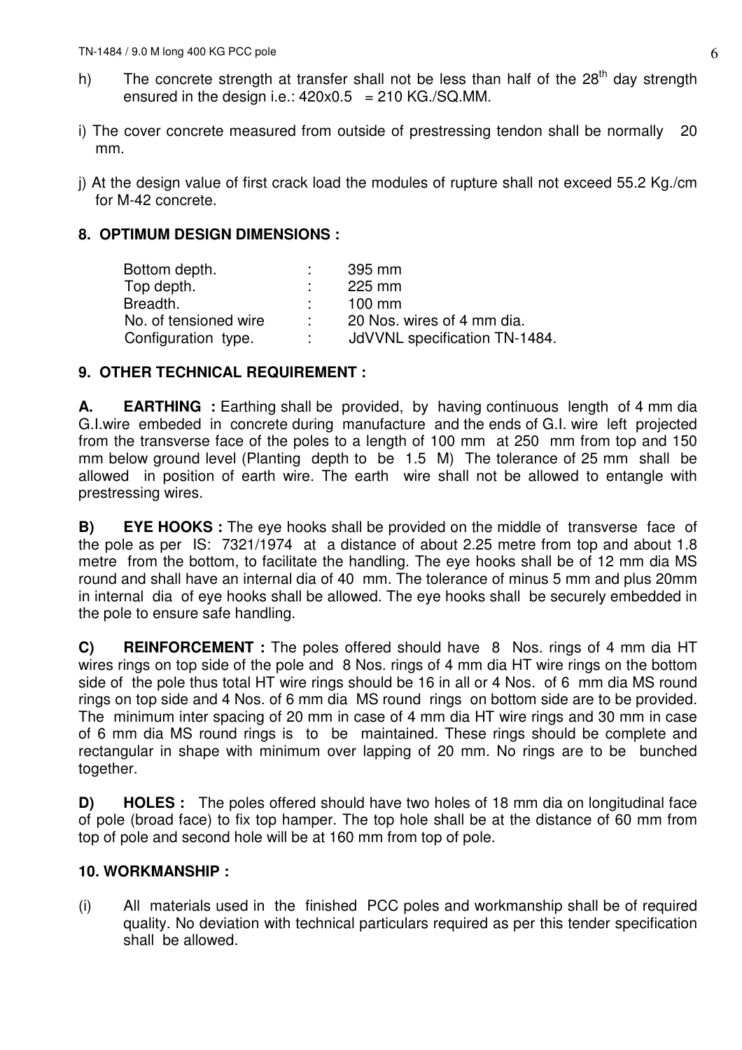h) The concrete strength at transfer shall not be less than half of the $28^{th}$ day strength ensured in the design i.e.: 420x0.5 = 210 KG./SQ.MM.

i) The cover concrete measured from outside of prestressing tendon shall be normally 20 mm.

j) At the design value of first crack load the modules of rupture shall not exceed 55.2 Kg./cm for M-42 concrete.

## 8. OPTIMUM DESIGN DIMENSIONS :

| | | |
|---|---|---|
| Bottom depth. | : | 395 mm |
| Top depth. | : | 225 mm |
| Breadth. | : | 100 mm |
| No. of tensioned wire | : | 20 Nos. wires of 4 mm dia. |
| Configuration type. | : | JdVVNL specification TN-1484. |

## 9. OTHER TECHNICAL REQUIREMENT :

**A. EARTHING :** Earthing shall be provided, by having continuous length of 4 mm dia G.I.wire embeded in concrete during manufacture and the ends of G.I. wire left projected from the transverse face of the poles to a length of 100 mm at 250 mm from top and 150 mm below ground level (Planting depth to be 1.5 M) The tolerance of 25 mm shall be allowed in position of earth wire. The earth wire shall not be allowed to entangle with prestressing wires.

**B) EYE HOOKS :** The eye hooks shall be provided on the middle of transverse face of the pole as per IS: 7321/1974 at a distance of about 2.25 metre from top and about 1.8 metre from the bottom, to facilitate the handling. The eye hooks shall be of 12 mm dia MS round and shall have an internal dia of 40 mm. The tolerance of minus 5 mm and plus 20mm in internal dia of eye hooks shall be allowed. The eye hooks shall be securely embedded in the pole to ensure safe handling.

**C) REINFORCEMENT :** The poles offered should have 8 Nos. rings of 4 mm dia HT wires rings on top side of the pole and 8 Nos. rings of 4 mm dia HT wire rings on the bottom side of the pole thus total HT wire rings should be 16 in all or 4 Nos. of 6 mm dia MS round rings on top side and 4 Nos. of 6 mm dia MS round rings on bottom side are to be provided. The minimum inter spacing of 20 mm in case of 4 mm dia HT wire rings and 30 mm in case of 6 mm dia MS round rings is to be maintained. These rings should be complete and rectangular in shape with minimum over lapping of 20 mm. No rings are to be bunched together.

**D) HOLES :** The poles offered should have two holes of 18 mm dia on longitudinal face of pole (broad face) to fix top hamper. The top hole shall be at the distance of 60 mm from top of pole and second hole will be at 160 mm from top of pole.

## 10. WORKMANSHIP :

(i) All materials used in the finished PCC poles and workmanship shall be of required quality. No deviation with technical particulars required as per this tender specification shall be allowed.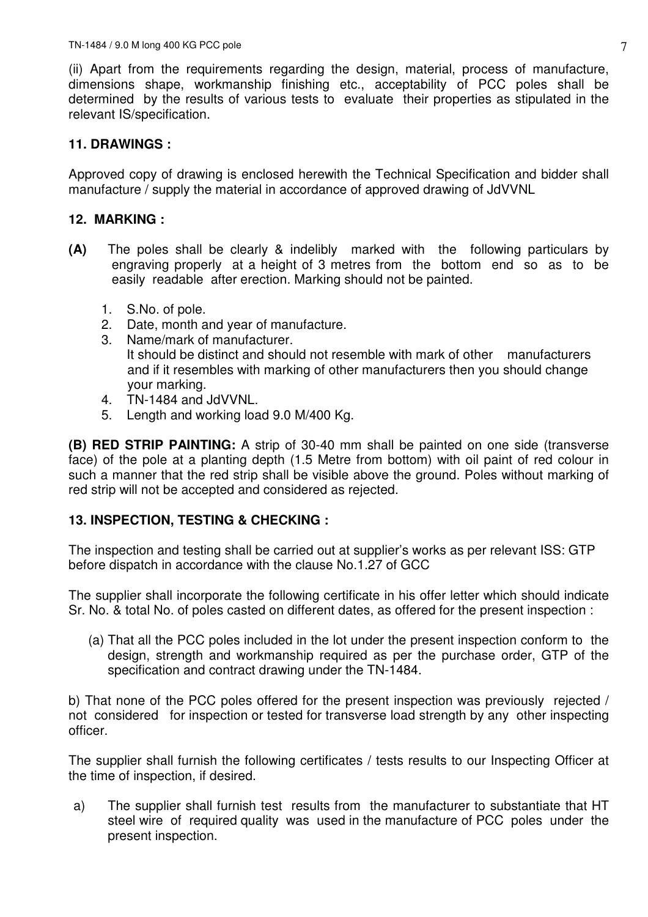(ii) Apart from the requirements regarding the design, material, process of manufacture, dimensions shape, workmanship finishing etc., acceptability of PCC poles shall be determined by the results of various tests to evaluate their properties as stipulated in the relevant IS/specification.

### 11. DRAWINGS :

Approved copy of drawing is enclosed herewith the Technical Specification and bidder shall manufacture / supply the material in accordance of approved drawing of JdVVNL

### 12. MARKING :

**(A)** The poles shall be clearly & indelibly marked with the following particulars by engraving properly at a height of 3 metres from the bottom end so as to be easily readable after erection. Marking should not be painted.

1. S.No. of pole.
2. Date, month and year of manufacture.
3. Name/mark of manufacturer.
   It should be distinct and should not resemble with mark of other manufacturers and if it resembles with marking of other manufacturers then you should change your marking.
4. TN-1484 and JdVVNL.
5. Length and working load 9.0 M/400 Kg.

**(B) RED STRIP PAINTING:** A strip of 30-40 mm shall be painted on one side (transverse face) of the pole at a planting depth (1.5 Metre from bottom) with oil paint of red colour in such a manner that the red strip shall be visible above the ground. Poles without marking of red strip will not be accepted and considered as rejected.

### 13. INSPECTION, TESTING & CHECKING :

The inspection and testing shall be carried out at supplier's works as per relevant ISS: GTP before dispatch in accordance with the clause No.1.27 of GCC

The supplier shall incorporate the following certificate in his offer letter which should indicate Sr. No. & total No. of poles casted on different dates, as offered for the present inspection :

(a) That all the PCC poles included in the lot under the present inspection conform to the design, strength and workmanship required as per the purchase order, GTP of the specification and contract drawing under the TN-1484.

b) That none of the PCC poles offered for the present inspection was previously rejected / not considered for inspection or tested for transverse load strength by any other inspecting officer.

The supplier shall furnish the following certificates / tests results to our Inspecting Officer at the time of inspection, if desired.

a) The supplier shall furnish test results from the manufacturer to substantiate that HT steel wire of required quality was used in the manufacture of PCC poles under the present inspection.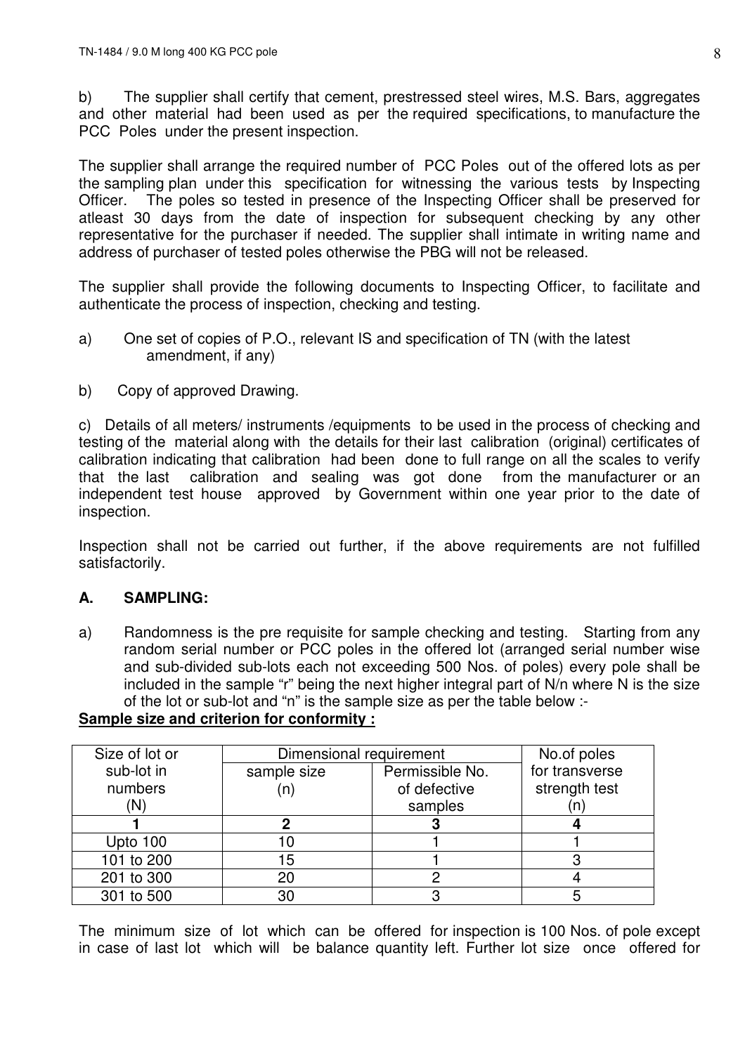b) The supplier shall certify that cement, prestressed steel wires, M.S. Bars, aggregates and other material had been used as per the required specifications, to manufacture the PCC Poles under the present inspection.

The supplier shall arrange the required number of PCC Poles out of the offered lots as per the sampling plan under this specification for witnessing the various tests by Inspecting Officer. The poles so tested in presence of the Inspecting Officer shall be preserved for atleast 30 days from the date of inspection for subsequent checking by any other representative for the purchaser if needed. The supplier shall intimate in writing name and address of purchaser of tested poles otherwise the PBG will not be released.

The supplier shall provide the following documents to Inspecting Officer, to facilitate and authenticate the process of inspection, checking and testing.

a) One set of copies of P.O., relevant IS and specification of TN (with the latest amendment, if any)

b) Copy of approved Drawing.

c) Details of all meters/ instruments /equipments to be used in the process of checking and testing of the material along with the details for their last calibration (original) certificates of calibration indicating that calibration had been done to full range on all the scales to verify that the last calibration and sealing was got done from the manufacturer or an independent test house approved by Government within one year prior to the date of inspection.

Inspection shall not be carried out further, if the above requirements are not fulfilled satisfactorily.

**A. SAMPLING:**

a) Randomness is the pre requisite for sample checking and testing. Starting from any random serial number or PCC poles in the offered lot (arranged serial number wise and sub-divided sub-lots each not exceeding 500 Nos. of poles) every pole shall be included in the sample "r" being the next higher integral part of N/n where N is the size of the lot or sub-lot and "n" is the sample size as per the table below :-

**Sample size and criterion for conformity :**

| Size of lot or sub-lot in numbers (N) | Dimensional requirement | | No.of poles for transverse strength test (n) |
|---|---|---|---|
| | sample size (n) | Permissible No. of defective samples | |
| **1** | **2** | **3** | **4** |
| Upto 100 | 10 | 1 | 1 |
| 101 to 200 | 15 | 1 | 3 |
| 201 to 300 | 20 | 2 | 4 |
| 301 to 500 | 30 | 3 | 5 |

The minimum size of lot which can be offered for inspection is 100 Nos. of pole except in case of last lot which will be balance quantity left. Further lot size once offered for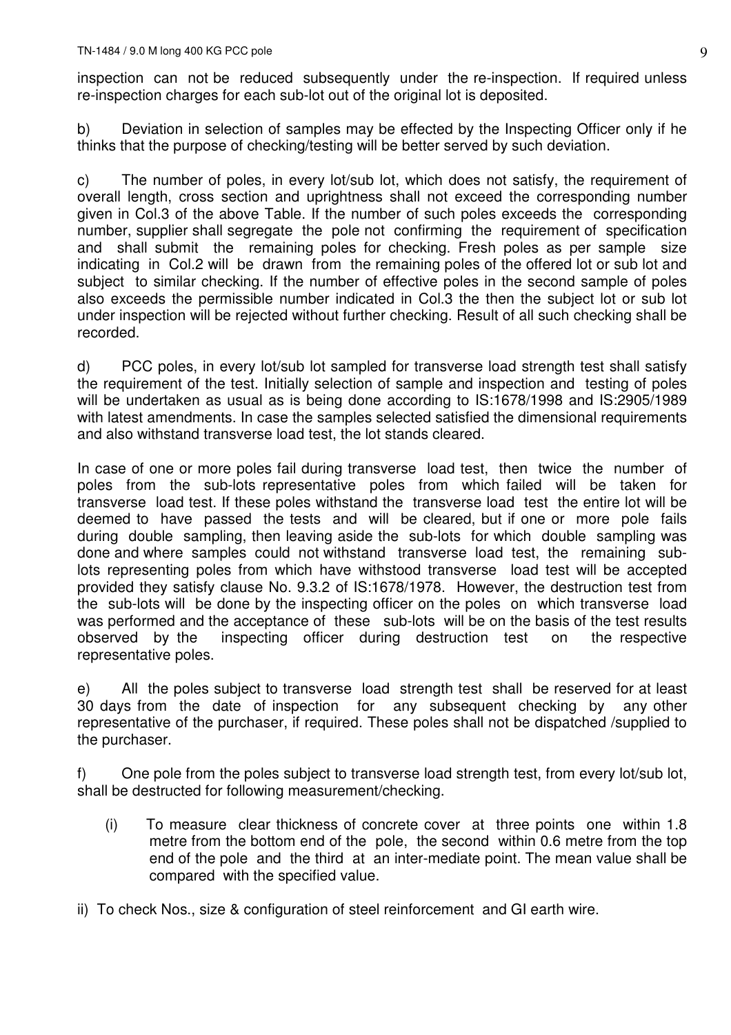inspection can not be reduced subsequently under the re-inspection. If required unless re-inspection charges for each sub-lot out of the original lot is deposited.

b) Deviation in selection of samples may be effected by the Inspecting Officer only if he thinks that the purpose of checking/testing will be better served by such deviation.

c) The number of poles, in every lot/sub lot, which does not satisfy, the requirement of overall length, cross section and uprightness shall not exceed the corresponding number given in Col.3 of the above Table. If the number of such poles exceeds the corresponding number, supplier shall segregate the pole not confirming the requirement of specification and shall submit the remaining poles for checking. Fresh poles as per sample size indicating in Col.2 will be drawn from the remaining poles of the offered lot or sub lot and subject to similar checking. If the number of effective poles in the second sample of poles also exceeds the permissible number indicated in Col.3 the then the subject lot or sub lot under inspection will be rejected without further checking. Result of all such checking shall be recorded.

d) PCC poles, in every lot/sub lot sampled for transverse load strength test shall satisfy the requirement of the test. Initially selection of sample and inspection and testing of poles will be undertaken as usual as is being done according to IS:1678/1998 and IS:2905/1989 with latest amendments. In case the samples selected satisfied the dimensional requirements and also withstand transverse load test, the lot stands cleared.

In case of one or more poles fail during transverse load test, then twice the number of poles from the sub-lots representative poles from which failed will be taken for transverse load test. If these poles withstand the transverse load test the entire lot will be deemed to have passed the tests and will be cleared, but if one or more pole fails during double sampling, then leaving aside the sub-lots for which double sampling was done and where samples could not withstand transverse load test, the remaining sub-lots representing poles from which have withstood transverse load test will be accepted provided they satisfy clause No. 9.3.2 of IS:1678/1978. However, the destruction test from the sub-lots will be done by the inspecting officer on the poles on which transverse load was performed and the acceptance of these sub-lots will be on the basis of the test results observed by the inspecting officer during destruction test on the respective representative poles.

e) All the poles subject to transverse load strength test shall be reserved for at least 30 days from the date of inspection for any subsequent checking by any other representative of the purchaser, if required. These poles shall not be dispatched /supplied to the purchaser.

f) One pole from the poles subject to transverse load strength test, from every lot/sub lot, shall be destructed for following measurement/checking.

(i) To measure clear thickness of concrete cover at three points one within 1.8 metre from the bottom end of the pole, the second within 0.6 metre from the top end of the pole and the third at an inter-mediate point. The mean value shall be compared with the specified value.

ii) To check Nos., size & configuration of steel reinforcement and GI earth wire.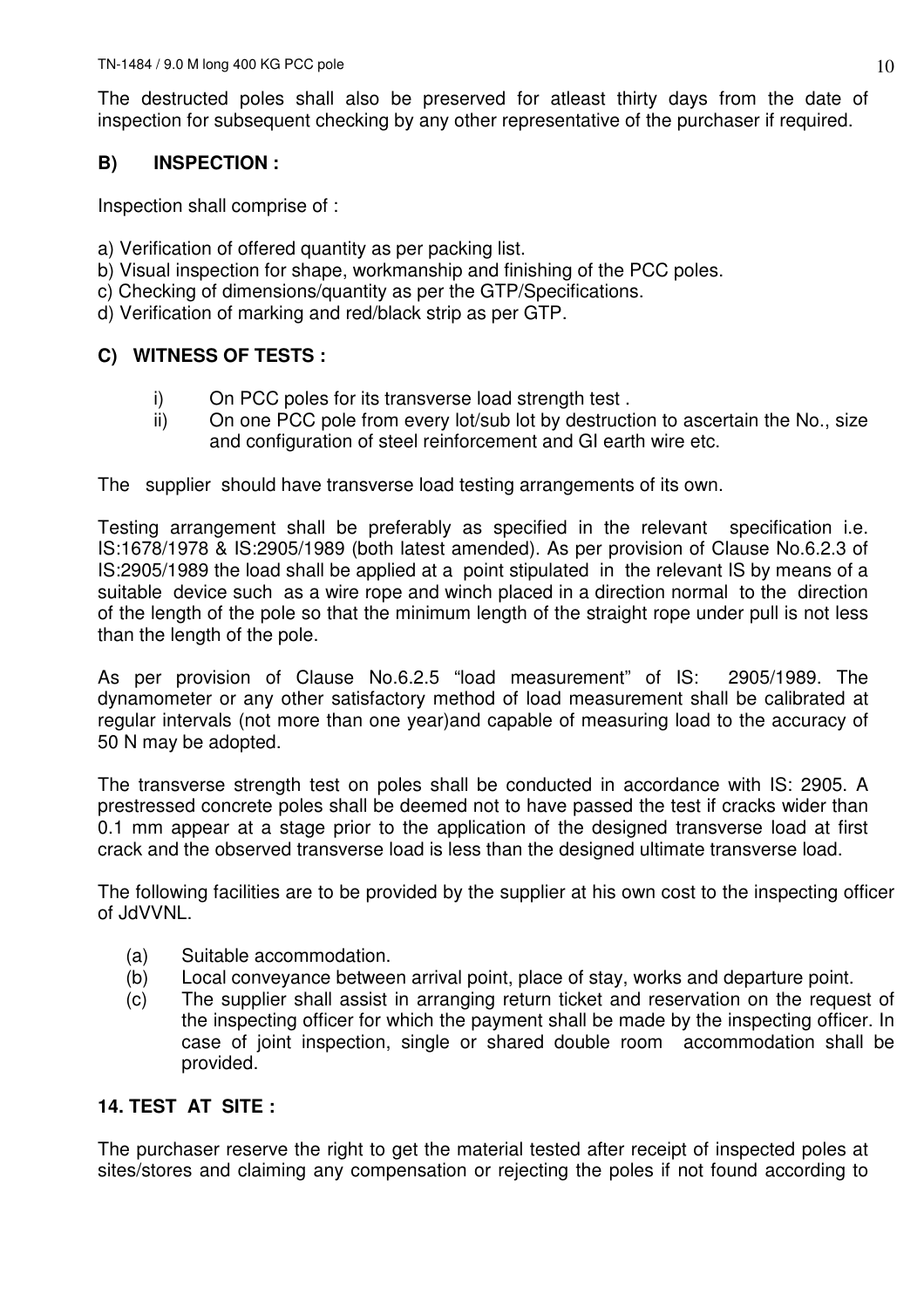The destructed poles shall also be preserved for atleast thirty days from the date of inspection for subsequent checking by any other representative of the purchaser if required.

**B) INSPECTION :**

Inspection shall comprise of :

a) Verification of offered quantity as per packing list.
b) Visual inspection for shape, workmanship and finishing of the PCC poles.
c) Checking of dimensions/quantity as per the GTP/Specifications.
d) Verification of marking and red/black strip as per GTP.

**C) WITNESS OF TESTS :**

i) On PCC poles for its transverse load strength test .
ii) On one PCC pole from every lot/sub lot by destruction to ascertain the No., size and configuration of steel reinforcement and GI earth wire etc.

The supplier should have transverse load testing arrangements of its own.

Testing arrangement shall be preferably as specified in the relevant specification i.e. IS:1678/1978 & IS:2905/1989 (both latest amended). As per provision of Clause No.6.2.3 of IS:2905/1989 the load shall be applied at a point stipulated in the relevant IS by means of a suitable device such as a wire rope and winch placed in a direction normal to the direction of the length of the pole so that the minimum length of the straight rope under pull is not less than the length of the pole.

As per provision of Clause No.6.2.5 "load measurement" of IS: 2905/1989. The dynamometer or any other satisfactory method of load measurement shall be calibrated at regular intervals (not more than one year)and capable of measuring load to the accuracy of 50 N may be adopted.

The transverse strength test on poles shall be conducted in accordance with IS: 2905. A prestressed concrete poles shall be deemed not to have passed the test if cracks wider than 0.1 mm appear at a stage prior to the application of the designed transverse load at first crack and the observed transverse load is less than the designed ultimate transverse load.

The following facilities are to be provided by the supplier at his own cost to the inspecting officer of JdVVNL.

(a) Suitable accommodation.
(b) Local conveyance between arrival point, place of stay, works and departure point.
(c) The supplier shall assist in arranging return ticket and reservation on the request of the inspecting officer for which the payment shall be made by the inspecting officer. In case of joint inspection, single or shared double room accommodation shall be provided.

**14. TEST AT SITE :**

The purchaser reserve the right to get the material tested after receipt of inspected poles at sites/stores and claiming any compensation or rejecting the poles if not found according to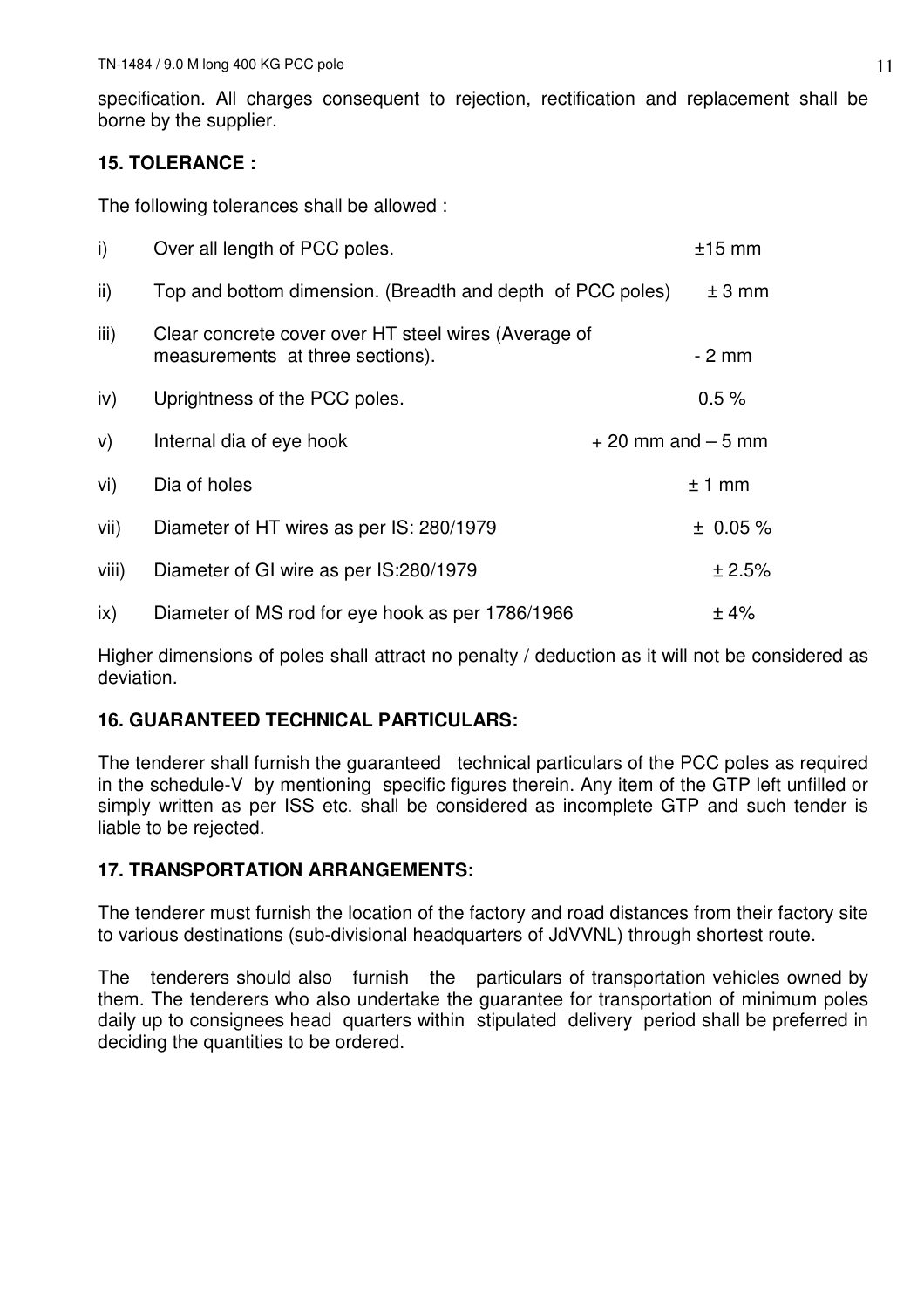specification. All charges consequent to rejection, rectification and replacement shall be borne by the supplier.

**15. TOLERANCE :**

The following tolerances shall be allowed :

| | | |
|---|---|---|
| i) | Over all length of PCC poles. | ±15 mm |
| ii) | Top and bottom dimension. (Breadth and depth of PCC poles) | ± 3 mm |
| iii) | Clear concrete cover over HT steel wires (Average of measurements at three sections). | - 2 mm |
| iv) | Uprightness of the PCC poles. | 0.5 % |
| v) | Internal dia of eye hook | + 20 mm and – 5 mm |
| vi) | Dia of holes | ± 1 mm |
| vii) | Diameter of HT wires as per IS: 280/1979 | ± 0.05 % |
| viii) | Diameter of GI wire as per IS:280/1979 | ± 2.5% |
| ix) | Diameter of MS rod for eye hook as per 1786/1966 | ± 4% |

Higher dimensions of poles shall attract no penalty / deduction as it will not be considered as deviation.

**16. GUARANTEED TECHNICAL PARTICULARS:**

The tenderer shall furnish the guaranteed technical particulars of the PCC poles as required in the schedule-V by mentioning specific figures therein. Any item of the GTP left unfilled or simply written as per ISS etc. shall be considered as incomplete GTP and such tender is liable to be rejected.

**17. TRANSPORTATION ARRANGEMENTS:**

The tenderer must furnish the location of the factory and road distances from their factory site to various destinations (sub-divisional headquarters of JdVVNL) through shortest route.

The tenderers should also furnish the particulars of transportation vehicles owned by them. The tenderers who also undertake the guarantee for transportation of minimum poles daily up to consignees head quarters within stipulated delivery period shall be preferred in deciding the quantities to be ordered.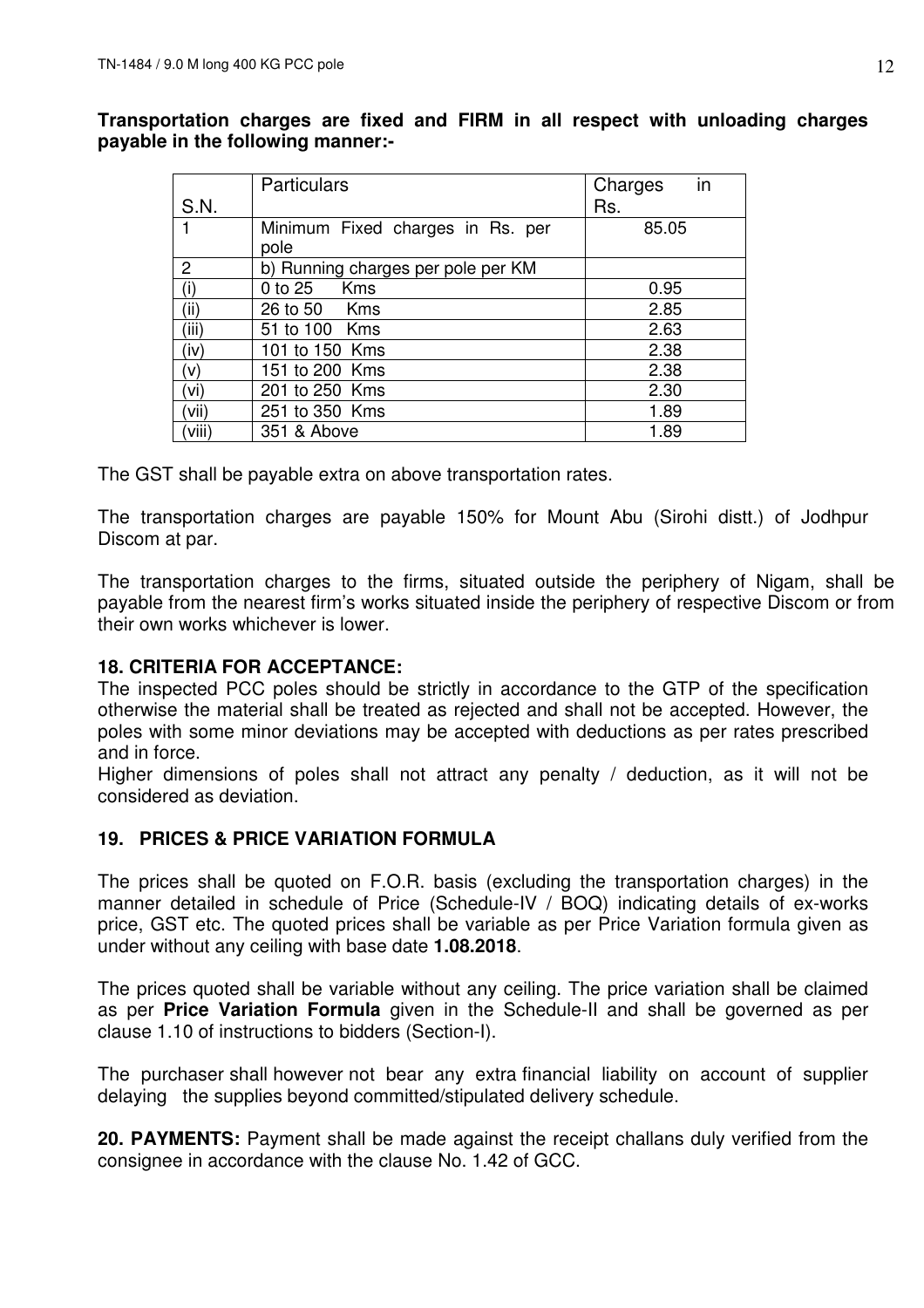**Transportation charges are fixed and FIRM in all respect with unloading charges payable in the following manner:-**

| S.N. | Particulars | Charges in Rs. |
|---|---|---|
| 1 | Minimum Fixed charges in Rs. per pole | 85.05 |
| 2 | b) Running charges per pole per KM | |
| (i) | 0 to 25 Kms | 0.95 |
| (ii) | 26 to 50 Kms | 2.85 |
| (iii) | 51 to 100 Kms | 2.63 |
| (iv) | 101 to 150 Kms | 2.38 |
| (v) | 151 to 200 Kms | 2.38 |
| (vi) | 201 to 250 Kms | 2.30 |
| (vii) | 251 to 350 Kms | 1.89 |
| (viii) | 351 & Above | 1.89 |

The GST shall be payable extra on above transportation rates.

The transportation charges are payable 150% for Mount Abu (Sirohi distt.) of Jodhpur Discom at par.

The transportation charges to the firms, situated outside the periphery of Nigam, shall be payable from the nearest firm's works situated inside the periphery of respective Discom or from their own works whichever is lower.

**18. CRITERIA FOR ACCEPTANCE:**

The inspected PCC poles should be strictly in accordance to the GTP of the specification otherwise the material shall be treated as rejected and shall not be accepted. However, the poles with some minor deviations may be accepted with deductions as per rates prescribed and in force.

Higher dimensions of poles shall not attract any penalty / deduction, as it will not be considered as deviation.

**19. PRICES & PRICE VARIATION FORMULA**

The prices shall be quoted on F.O.R. basis (excluding the transportation charges) in the manner detailed in schedule of Price (Schedule-IV / BOQ) indicating details of ex-works price, GST etc. The quoted prices shall be variable as per Price Variation formula given as under without any ceiling with base date **1.08.2018**.

The prices quoted shall be variable without any ceiling. The price variation shall be claimed as per **Price Variation Formula** given in the Schedule-II and shall be governed as per clause 1.10 of instructions to bidders (Section-I).

The purchaser shall however not bear any extra financial liability on account of supplier delaying the supplies beyond committed/stipulated delivery schedule.

**20. PAYMENTS:** Payment shall be made against the receipt challans duly verified from the consignee in accordance with the clause No. 1.42 of GCC.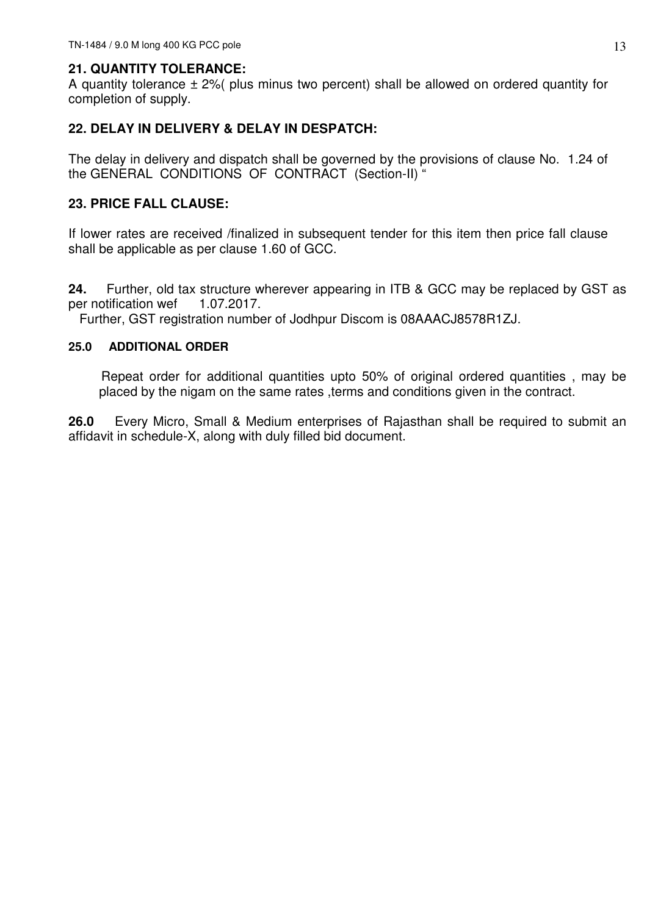## 21. QUANTITY TOLERANCE:

A quantity tolerance ± 2%( plus minus two percent) shall be allowed on ordered quantity for completion of supply.

## 22. DELAY IN DELIVERY & DELAY IN DESPATCH:

The delay in delivery and dispatch shall be governed by the provisions of clause No. 1.24 of the GENERAL CONDITIONS OF CONTRACT (Section-II) "

## 23. PRICE FALL CLAUSE:

If lower rates are received /finalized in subsequent tender for this item then price fall clause shall be applicable as per clause 1.60 of GCC.

**24.** Further, old tax structure wherever appearing in ITB & GCC may be replaced by GST as per notification wef 1.07.2017.

Further, GST registration number of Jodhpur Discom is 08AAACJ8578R1ZJ.

#### 25.0 ADDITIONAL ORDER

Repeat order for additional quantities upto 50% of original ordered quantities , may be placed by the nigam on the same rates ,terms and conditions given in the contract.

**26.0** Every Micro, Small & Medium enterprises of Rajasthan shall be required to submit an affidavit in schedule-X, along with duly filled bid document.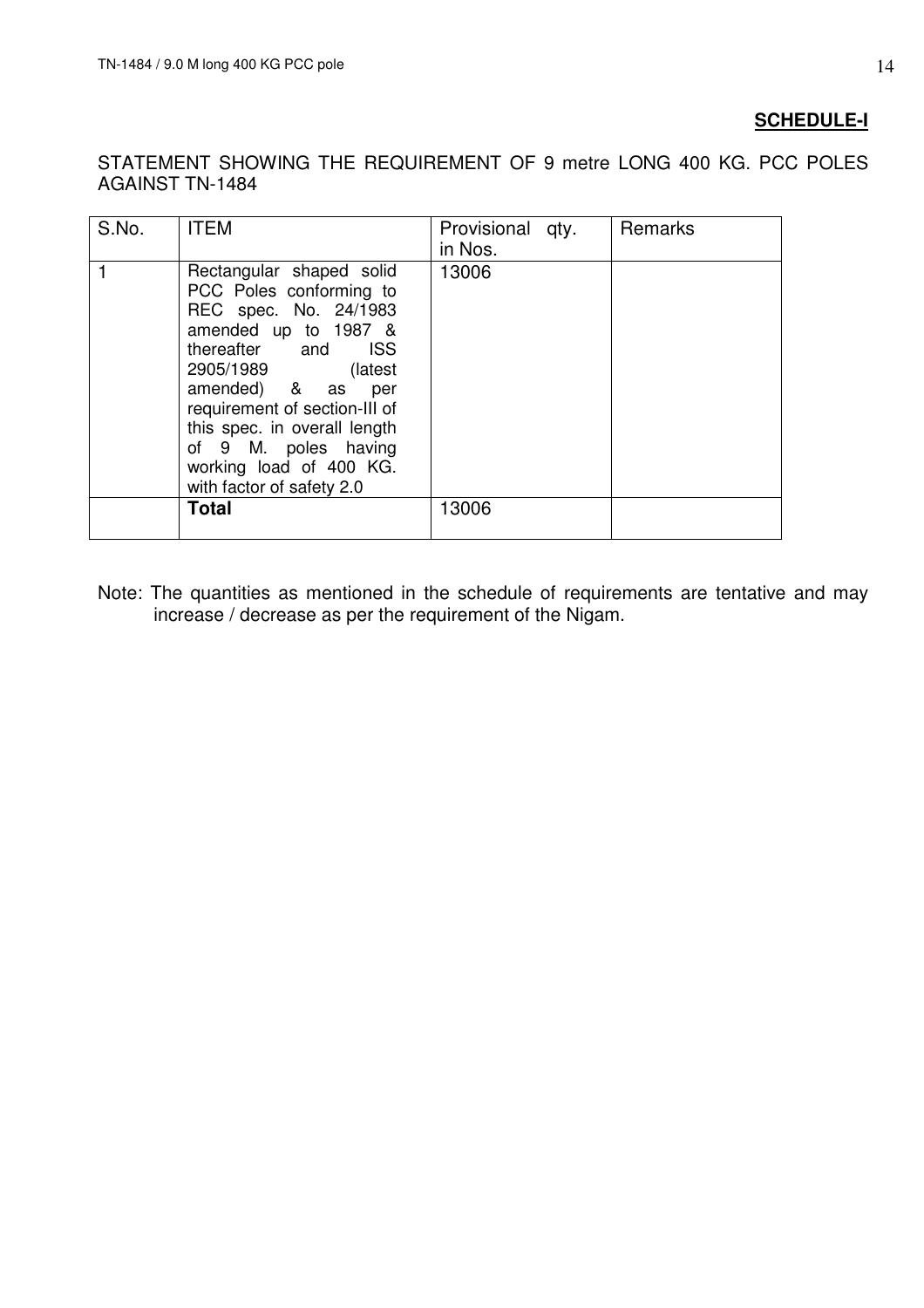**SCHEDULE-I**

STATEMENT SHOWING THE REQUIREMENT OF 9 metre LONG 400 KG. PCC POLES AGAINST TN-1484

| S.No. | ITEM | Provisional qty. in Nos. | Remarks |
|---|---|---|---|
| 1 | Rectangular shaped solid PCC Poles conforming to REC spec. No. 24/1983 amended up to 1987 & thereafter and ISS 2905/1989 (latest amended) & as per requirement of section-III of this spec. in overall length of 9 M. poles having working load of 400 KG. with factor of safety 2.0 | 13006 | |
| | **Total** | 13006 | |

Note: The quantities as mentioned in the schedule of requirements are tentative and may increase / decrease as per the requirement of the Nigam.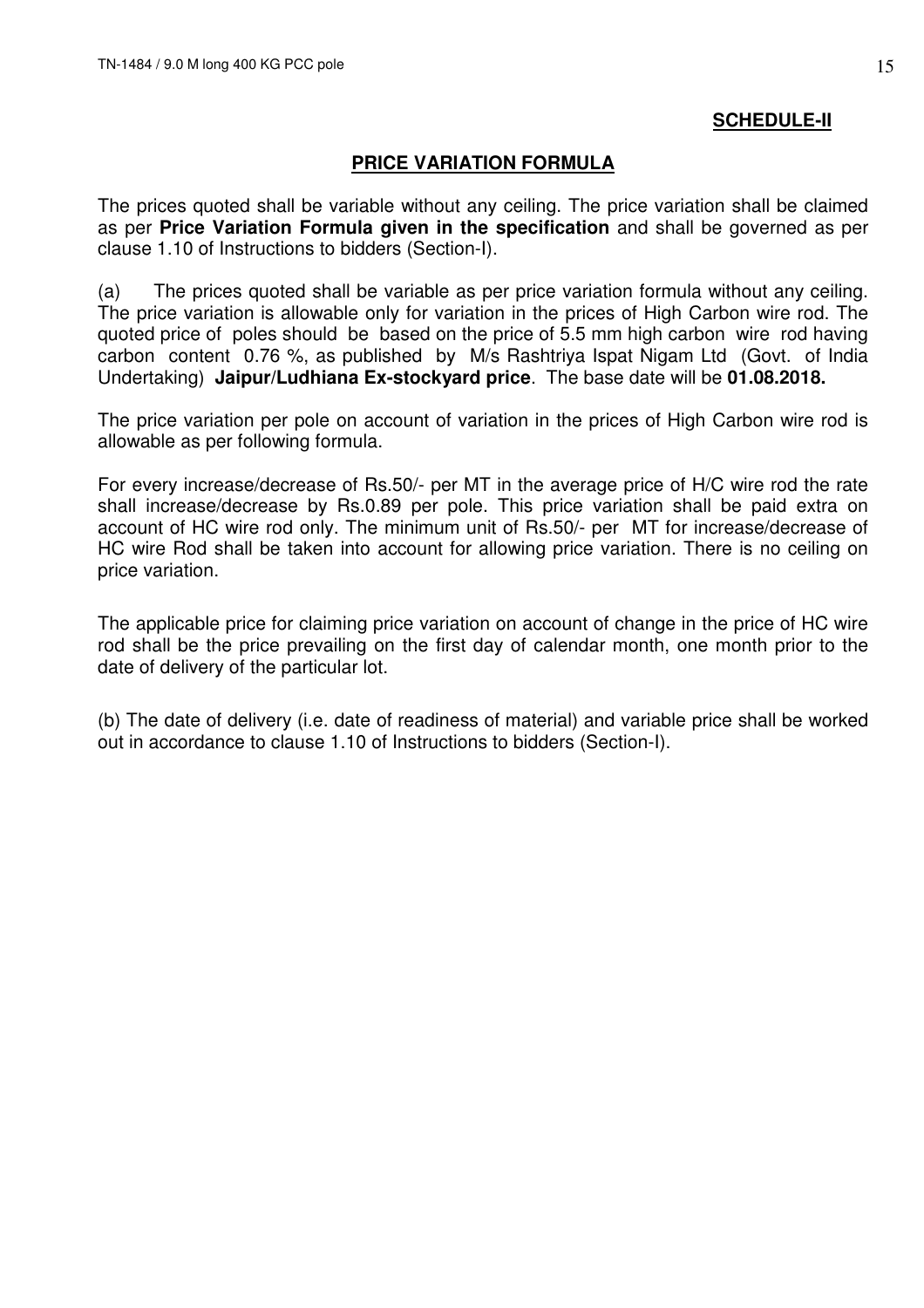## SCHEDULE-II

## PRICE VARIATION FORMULA

The prices quoted shall be variable without any ceiling. The price variation shall be claimed as per **Price Variation Formula given in the specification** and shall be governed as per clause 1.10 of Instructions to bidders (Section-I).

(a) The prices quoted shall be variable as per price variation formula without any ceiling. The price variation is allowable only for variation in the prices of High Carbon wire rod. The quoted price of poles should be based on the price of 5.5 mm high carbon wire rod having carbon content 0.76 %, as published by M/s Rashtriya Ispat Nigam Ltd (Govt. of India Undertaking) **Jaipur/Ludhiana Ex-stockyard price**. The base date will be **01.08.2018.**

The price variation per pole on account of variation in the prices of High Carbon wire rod is allowable as per following formula.

For every increase/decrease of Rs.50/- per MT in the average price of H/C wire rod the rate shall increase/decrease by Rs.0.89 per pole. This price variation shall be paid extra on account of HC wire rod only. The minimum unit of Rs.50/- per MT for increase/decrease of HC wire Rod shall be taken into account for allowing price variation. There is no ceiling on price variation.

The applicable price for claiming price variation on account of change in the price of HC wire rod shall be the price prevailing on the first day of calendar month, one month prior to the date of delivery of the particular lot.

(b) The date of delivery (i.e. date of readiness of material) and variable price shall be worked out in accordance to clause 1.10 of Instructions to bidders (Section-I).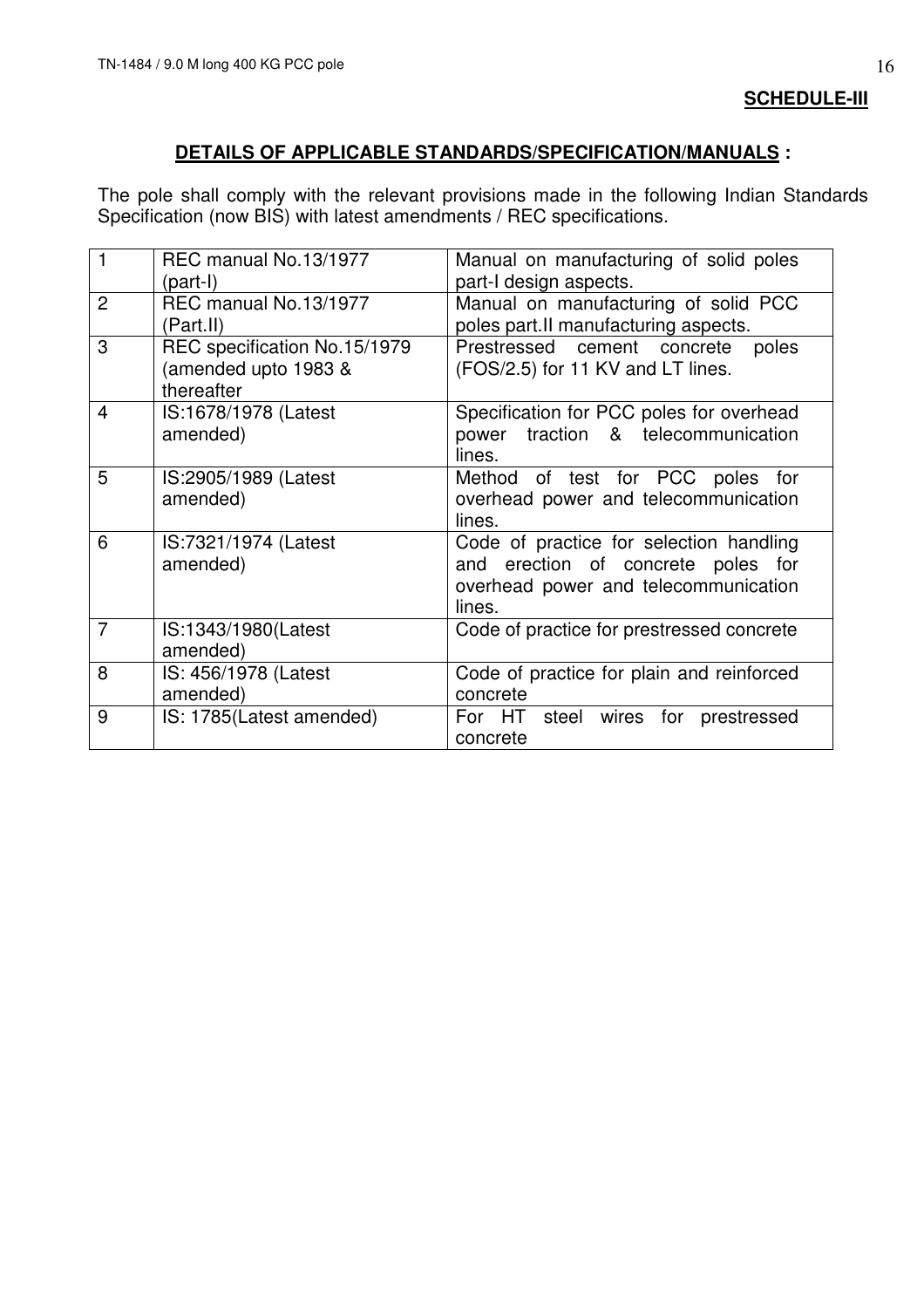**SCHEDULE-III**

## DETAILS OF APPLICABLE STANDARDS/SPECIFICATION/MANUALS :

The pole shall comply with the relevant provisions made in the following Indian Standards Specification (now BIS) with latest amendments / REC specifications.

| | | |
|---|---|---|
| 1 | REC manual No.13/1977 (part-I) | Manual on manufacturing of solid poles part-I design aspects. |
| 2 | REC manual No.13/1977 (Part.II) | Manual on manufacturing of solid PCC poles part.II manufacturing aspects. |
| 3 | REC specification No.15/1979 (amended upto 1983 & thereafter | Prestressed cement concrete poles (FOS/2.5) for 11 KV and LT lines. |
| 4 | IS:1678/1978 (Latest amended) | Specification for PCC poles for overhead power traction & telecommunication lines. |
| 5 | IS:2905/1989 (Latest amended) | Method of test for PCC poles for overhead power and telecommunication lines. |
| 6 | IS:7321/1974 (Latest amended) | Code of practice for selection handling and erection of concrete poles for overhead power and telecommunication lines. |
| 7 | IS:1343/1980(Latest amended) | Code of practice for prestressed concrete |
| 8 | IS: 456/1978 (Latest amended) | Code of practice for plain and reinforced concrete |
| 9 | IS: 1785(Latest amended) | For HT steel wires for prestressed concrete |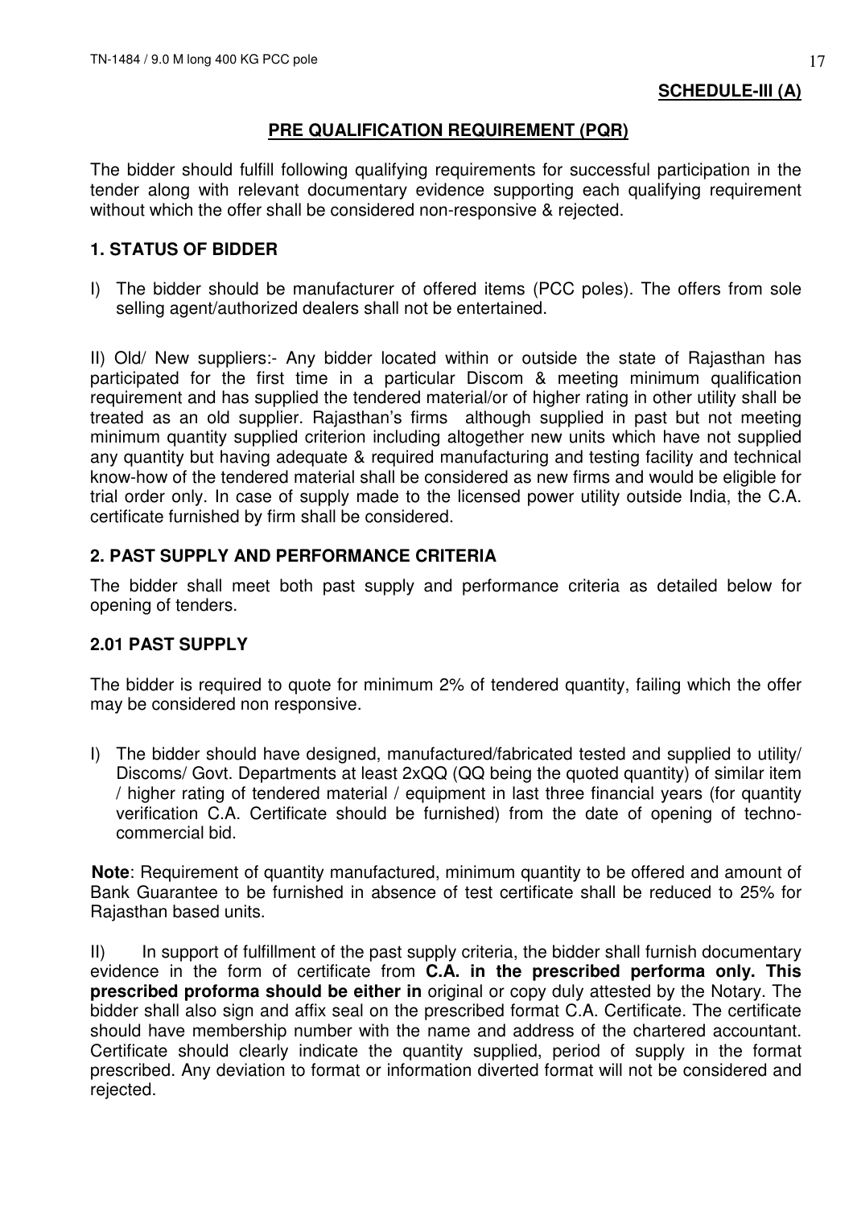**SCHEDULE-III (A)**

## PRE QUALIFICATION REQUIREMENT (PQR)

The bidder should fulfill following qualifying requirements for successful participation in the tender along with relevant documentary evidence supporting each qualifying requirement without which the offer shall be considered non-responsive & rejected.

### 1. STATUS OF BIDDER

I) The bidder should be manufacturer of offered items (PCC poles). The offers from sole selling agent/authorized dealers shall not be entertained.

II) Old/ New suppliers:- Any bidder located within or outside the state of Rajasthan has participated for the first time in a particular Discom & meeting minimum qualification requirement and has supplied the tendered material/or of higher rating in other utility shall be treated as an old supplier. Rajasthan's firms although supplied in past but not meeting minimum quantity supplied criterion including altogether new units which have not supplied any quantity but having adequate & required manufacturing and testing facility and technical know-how of the tendered material shall be considered as new firms and would be eligible for trial order only. In case of supply made to the licensed power utility outside India, the C.A. certificate furnished by firm shall be considered.

### 2. PAST SUPPLY AND PERFORMANCE CRITERIA

The bidder shall meet both past supply and performance criteria as detailed below for opening of tenders.

### 2.01 PAST SUPPLY

The bidder is required to quote for minimum 2% of tendered quantity, failing which the offer may be considered non responsive.

I) The bidder should have designed, manufactured/fabricated tested and supplied to utility/ Discoms/ Govt. Departments at least 2xQQ (QQ being the quoted quantity) of similar item / higher rating of tendered material / equipment in last three financial years (for quantity verification C.A. Certificate should be furnished) from the date of opening of techno-commercial bid.

**Note**: Requirement of quantity manufactured, minimum quantity to be offered and amount of Bank Guarantee to be furnished in absence of test certificate shall be reduced to 25% for Rajasthan based units.

II) In support of fulfillment of the past supply criteria, the bidder shall furnish documentary evidence in the form of certificate from **C.A. in the prescribed performa only. This prescribed proforma should be either in** original or copy duly attested by the Notary. The bidder shall also sign and affix seal on the prescribed format C.A. Certificate. The certificate should have membership number with the name and address of the chartered accountant. Certificate should clearly indicate the quantity supplied, period of supply in the format prescribed. Any deviation to format or information diverted format will not be considered and rejected.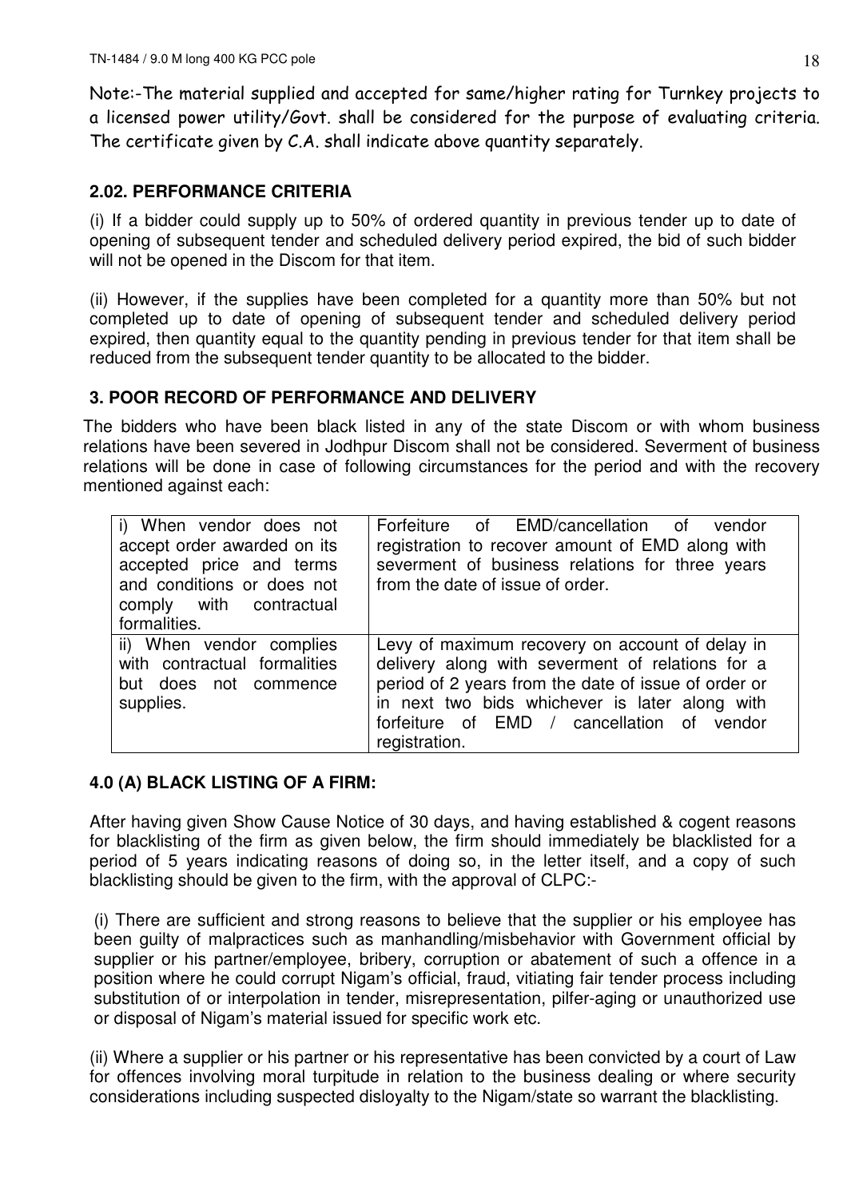Note:-The material supplied and accepted for same/higher rating for Turnkey projects to a licensed power utility/Govt. shall be considered for the purpose of evaluating criteria. The certificate given by C.A. shall indicate above quantity separately.

### 2.02. PERFORMANCE CRITERIA

(i) If a bidder could supply up to 50% of ordered quantity in previous tender up to date of opening of subsequent tender and scheduled delivery period expired, the bid of such bidder will not be opened in the Discom for that item.

(ii) However, if the supplies have been completed for a quantity more than 50% but not completed up to date of opening of subsequent tender and scheduled delivery period expired, then quantity equal to the quantity pending in previous tender for that item shall be reduced from the subsequent tender quantity to be allocated to the bidder.

### 3. POOR RECORD OF PERFORMANCE AND DELIVERY

The bidders who have been black listed in any of the state Discom or with whom business relations have been severed in Jodhpur Discom shall not be considered. Severment of business relations will be done in case of following circumstances for the period and with the recovery mentioned against each:

| | |
|---|---|
| i) When vendor does not accept order awarded on its accepted price and terms and conditions or does not comply with contractual formalities. | Forfeiture of EMD/cancellation of vendor registration to recover amount of EMD along with severment of business relations for three years from the date of issue of order. |
| ii) When vendor complies with contractual formalities but does not commence supplies. | Levy of maximum recovery on account of delay in delivery along with severment of relations for a period of 2 years from the date of issue of order or in next two bids whichever is later along with forfeiture of EMD / cancellation of vendor registration. |

### 4.0 (A) BLACK LISTING OF A FIRM:

After having given Show Cause Notice of 30 days, and having established & cogent reasons for blacklisting of the firm as given below, the firm should immediately be blacklisted for a period of 5 years indicating reasons of doing so, in the letter itself, and a copy of such blacklisting should be given to the firm, with the approval of CLPC:-

(i) There are sufficient and strong reasons to believe that the supplier or his employee has been guilty of malpractices such as manhandling/misbehavior with Government official by supplier or his partner/employee, bribery, corruption or abatement of such a offence in a position where he could corrupt Nigam's official, fraud, vitiating fair tender process including substitution of or interpolation in tender, misrepresentation, pilfer-aging or unauthorized use or disposal of Nigam's material issued for specific work etc.

(ii) Where a supplier or his partner or his representative has been convicted by a court of Law for offences involving moral turpitude in relation to the business dealing or where security considerations including suspected disloyalty to the Nigam/state so warrant the blacklisting.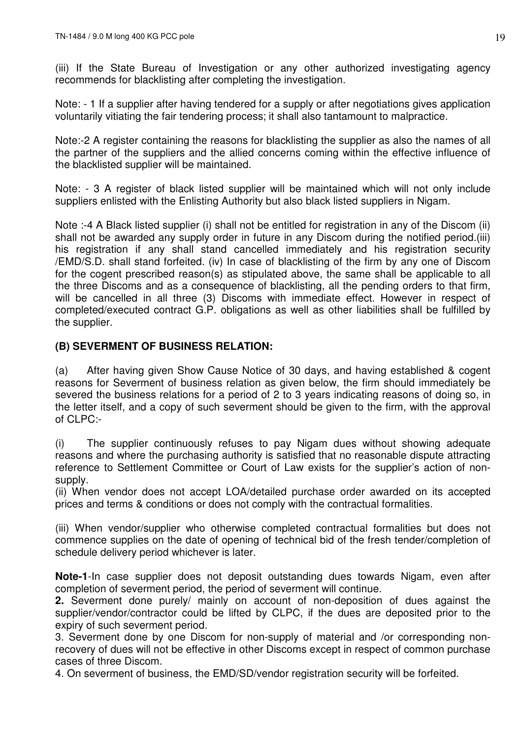(iii) If the State Bureau of Investigation or any other authorized investigating agency recommends for blacklisting after completing the investigation.

Note: - 1 If a supplier after having tendered for a supply or after negotiations gives application voluntarily vitiating the fair tendering process; it shall also tantamount to malpractice.

Note:-2 A register containing the reasons for blacklisting the supplier as also the names of all the partner of the suppliers and the allied concerns coming within the effective influence of the blacklisted supplier will be maintained.

Note: - 3 A register of black listed supplier will be maintained which will not only include suppliers enlisted with the Enlisting Authority but also black listed suppliers in Nigam.

Note :-4 A Black listed supplier (i) shall not be entitled for registration in any of the Discom (ii) shall not be awarded any supply order in future in any Discom during the notified period.(iii) his registration if any shall stand cancelled immediately and his registration security /EMD/S.D. shall stand forfeited. (iv) In case of blacklisting of the firm by any one of Discom for the cogent prescribed reason(s) as stipulated above, the same shall be applicable to all the three Discoms and as a consequence of blacklisting, all the pending orders to that firm, will be cancelled in all three (3) Discoms with immediate effect. However in respect of completed/executed contract G.P. obligations as well as other liabilities shall be fulfilled by the supplier.

**(B) SEVERMENT OF BUSINESS RELATION:**

(a) After having given Show Cause Notice of 30 days, and having established & cogent reasons for Severment of business relation as given below, the firm should immediately be severed the business relations for a period of 2 to 3 years indicating reasons of doing so, in the letter itself, and a copy of such severment should be given to the firm, with the approval of CLPC:-

(i) The supplier continuously refuses to pay Nigam dues without showing adequate reasons and where the purchasing authority is satisfied that no reasonable dispute attracting reference to Settlement Committee or Court of Law exists for the supplier's action of non-supply.

(ii) When vendor does not accept LOA/detailed purchase order awarded on its accepted prices and terms & conditions or does not comply with the contractual formalities.

(iii) When vendor/supplier who otherwise completed contractual formalities but does not commence supplies on the date of opening of technical bid of the fresh tender/completion of schedule delivery period whichever is later.

**Note-1**-In case supplier does not deposit outstanding dues towards Nigam, even after completion of severment period, the period of severment will continue.

**2.** Severment done purely/ mainly on account of non-deposition of dues against the supplier/vendor/contractor could be lifted by CLPC, if the dues are deposited prior to the expiry of such severment period.

3. Severment done by one Discom for non-supply of material and /or corresponding non-recovery of dues will not be effective in other Discoms except in respect of common purchase cases of three Discom.

4. On severment of business, the EMD/SD/vendor registration security will be forfeited.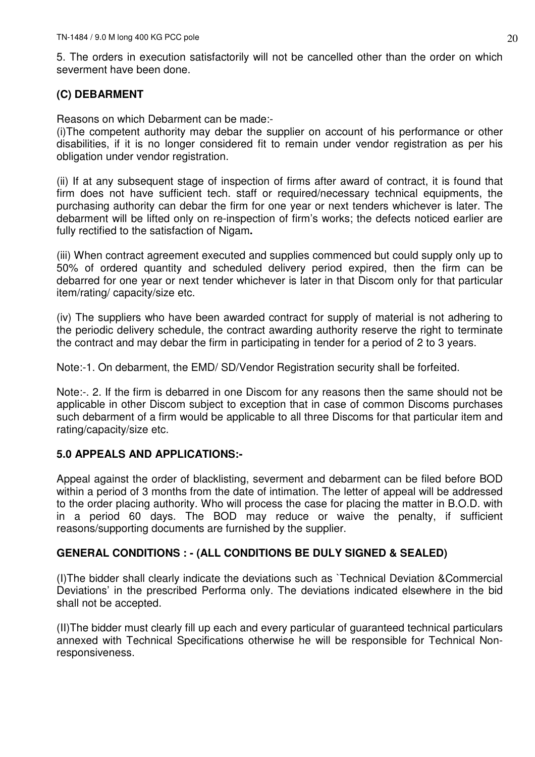5. The orders in execution satisfactorily will not be cancelled other than the order on which severment have been done.

### (C) DEBARMENT

Reasons on which Debarment can be made:-

(i)The competent authority may debar the supplier on account of his performance or other disabilities, if it is no longer considered fit to remain under vendor registration as per his obligation under vendor registration.

(ii) If at any subsequent stage of inspection of firms after award of contract, it is found that firm does not have sufficient tech. staff or required/necessary technical equipments, the purchasing authority can debar the firm for one year or next tenders whichever is later. The debarment will be lifted only on re-inspection of firm's works; the defects noticed earlier are fully rectified to the satisfaction of Nigam**.**

(iii) When contract agreement executed and supplies commenced but could supply only up to 50% of ordered quantity and scheduled delivery period expired, then the firm can be debarred for one year or next tender whichever is later in that Discom only for that particular item/rating/ capacity/size etc.

(iv) The suppliers who have been awarded contract for supply of material is not adhering to the periodic delivery schedule, the contract awarding authority reserve the right to terminate the contract and may debar the firm in participating in tender for a period of 2 to 3 years.

Note:-1. On debarment, the EMD/ SD/Vendor Registration security shall be forfeited.

Note:-. 2. If the firm is debarred in one Discom for any reasons then the same should not be applicable in other Discom subject to exception that in case of common Discoms purchases such debarment of a firm would be applicable to all three Discoms for that particular item and rating/capacity/size etc.

### 5.0 APPEALS AND APPLICATIONS:-

Appeal against the order of blacklisting, severment and debarment can be filed before BOD within a period of 3 months from the date of intimation. The letter of appeal will be addressed to the order placing authority. Who will process the case for placing the matter in B.O.D. with in a period 60 days. The BOD may reduce or waive the penalty, if sufficient reasons/supporting documents are furnished by the supplier.

### GENERAL CONDITIONS : - (ALL CONDITIONS BE DULY SIGNED & SEALED)

(I)The bidder shall clearly indicate the deviations such as `Technical Deviation &Commercial Deviations' in the prescribed Performa only. The deviations indicated elsewhere in the bid shall not be accepted.

(II)The bidder must clearly fill up each and every particular of guaranteed technical particulars annexed with Technical Specifications otherwise he will be responsible for Technical Non-responsiveness.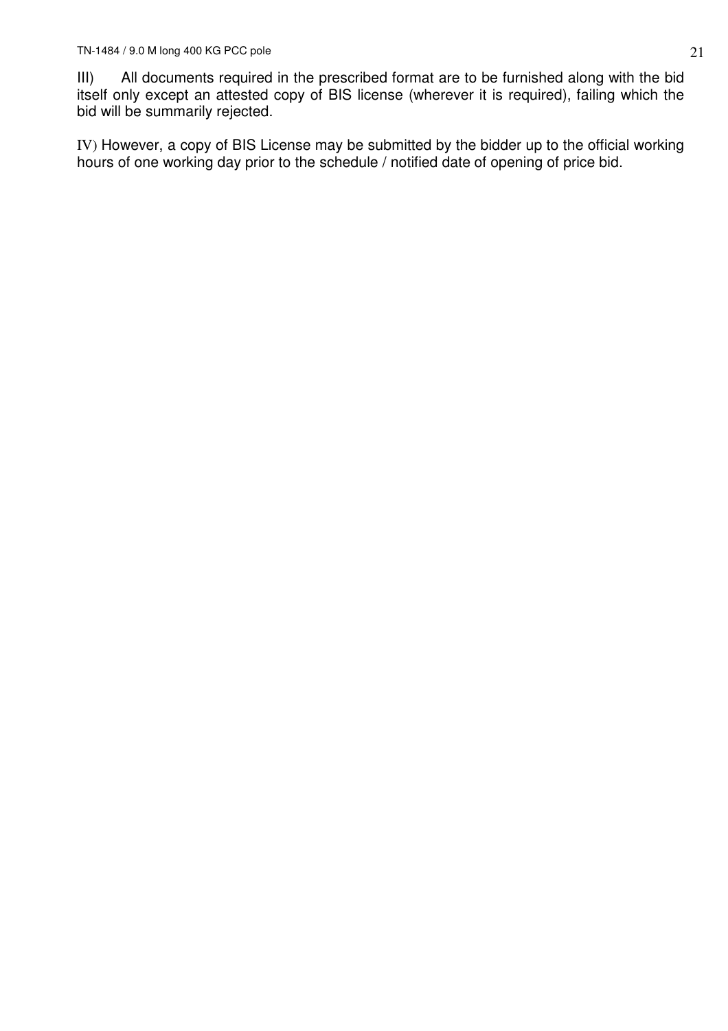III) All documents required in the prescribed format are to be furnished along with the bid itself only except an attested copy of BIS license (wherever it is required), failing which the bid will be summarily rejected.

IV) However, a copy of BIS License may be submitted by the bidder up to the official working hours of one working day prior to the schedule / notified date of opening of price bid.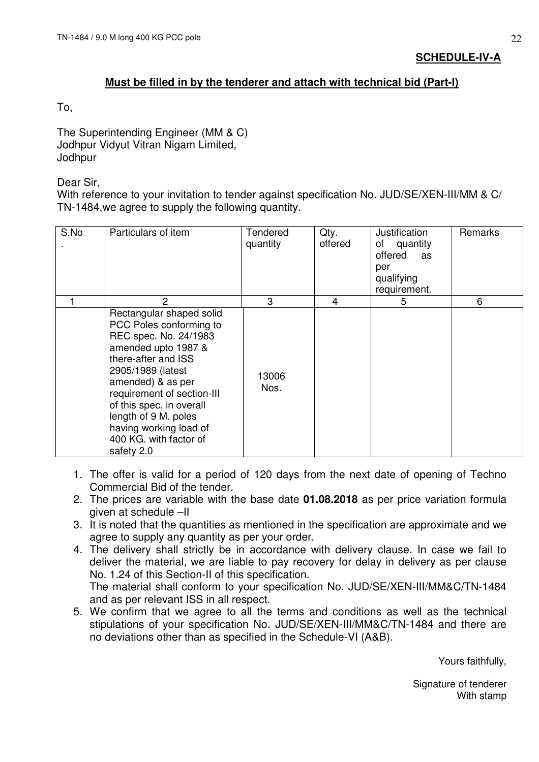**SCHEDULE-IV-A**

**Must be filled in by the tenderer and attach with technical bid (Part-I)**

To,

The Superintending Engineer (MM & C)
Jodhpur Vidyut Vitran Nigam Limited,
Jodhpur

Dear Sir,
With reference to your invitation to tender against specification No. JUD/SE/XEN-III/MM & C/ TN-1484,we agree to supply the following quantity.

| S.No. | Particulars of item | Tendered quantity | Qty. offered | Justification of quantity offered as per qualifying requirement. | Remarks |
|---|---|---|---|---|---|
| 1 | 2 | 3 | 4 | 5 | 6 |
| | Rectangular shaped solid PCC Poles conforming to REC spec. No. 24/1983 amended upto 1987 & there-after and ISS 2905/1989 (latest amended) & as per requirement of section-III of this spec. in overall length of 9 M. poles having working load of 400 KG. with factor of safety 2.0 | 13006 Nos. | | | |

1. The offer is valid for a period of 120 days from the next date of opening of Techno Commercial Bid of the tender.
2. The prices are variable with the base date **01.08.2018** as per price variation formula given at schedule –II
3. It is noted that the quantities as mentioned in the specification are approximate and we agree to supply any quantity as per your order.
4. The delivery shall strictly be in accordance with delivery clause. In case we fail to deliver the material, we are liable to pay recovery for delay in delivery as per clause No. 1.24 of this Section-II of this specification.
   The material shall conform to your specification No. JUD/SE/XEN-III/MM&C/TN-1484 and as per relevant ISS in all respect.
5. We confirm that we agree to all the terms and conditions as well as the technical stipulations of your specification No. JUD/SE/XEN-III/MM&C/TN-1484 and there are no deviations other than as specified in the Schedule-VI (A&B).

Yours faithfully,

Signature of tenderer
With stamp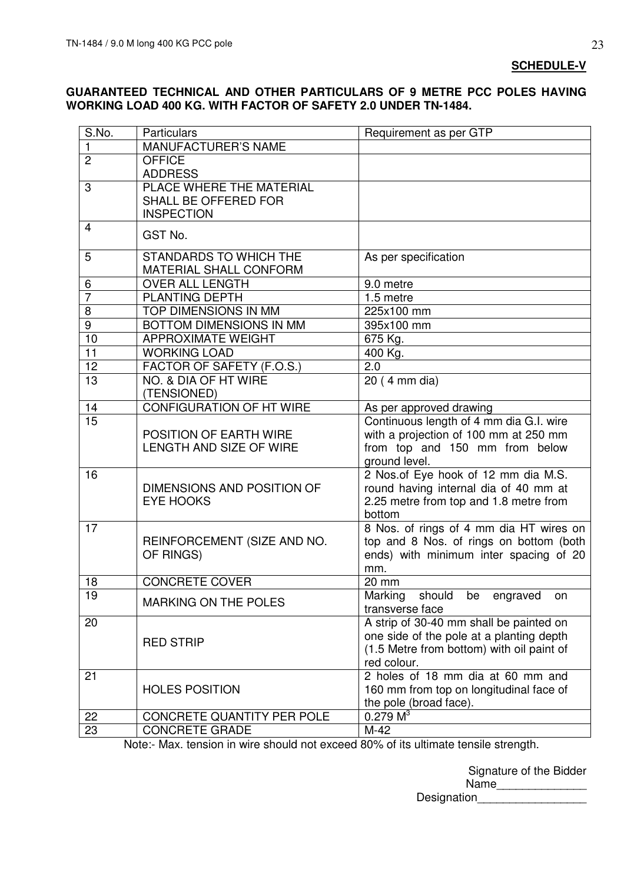**SCHEDULE-V**

**GUARANTEED TECHNICAL AND OTHER PARTICULARS OF 9 METRE PCC POLES HAVING WORKING LOAD 400 KG. WITH FACTOR OF SAFETY 2.0 UNDER TN-1484.**

| S.No. | Particulars | Requirement as per GTP |
|---|---|---|
| 1 | MANUFACTURER'S NAME | |
| 2 | OFFICE ADDRESS | |
| 3 | PLACE WHERE THE MATERIAL SHALL BE OFFERED FOR INSPECTION | |
| 4 | GST No. | |
| 5 | STANDARDS TO WHICH THE MATERIAL SHALL CONFORM | As per specification |
| 6 | OVER ALL LENGTH | 9.0 metre |
| 7 | PLANTING DEPTH | 1.5 metre |
| 8 | TOP DIMENSIONS IN MM | 225x100 mm |
| 9 | BOTTOM DIMENSIONS IN MM | 395x100 mm |
| 10 | APPROXIMATE WEIGHT | 675 Kg. |
| 11 | WORKING LOAD | 400 Kg. |
| 12 | FACTOR OF SAFETY (F.O.S.) | 2.0 |
| 13 | NO. & DIA OF HT WIRE (TENSIONED) | 20 ( 4 mm dia) |
| 14 | CONFIGURATION OF HT WIRE | As per approved drawing |
| 15 | POSITION OF EARTH WIRE LENGTH AND SIZE OF WIRE | Continuous length of 4 mm dia G.I. wire with a projection of 100 mm at 250 mm from top and 150 mm from below ground level. |
| 16 | DIMENSIONS AND POSITION OF EYE HOOKS | 2 Nos.of Eye hook of 12 mm dia M.S. round having internal dia of 40 mm at 2.25 metre from top and 1.8 metre from bottom |
| 17 | REINFORCEMENT (SIZE AND NO. OF RINGS) | 8 Nos. of rings of 4 mm dia HT wires on top and 8 Nos. of rings on bottom (both ends) with minimum inter spacing of 20 mm. |
| 18 | CONCRETE COVER | 20 mm |
| 19 | MARKING ON THE POLES | Marking should be engraved on transverse face |
| 20 | RED STRIP | A strip of 30-40 mm shall be painted on one side of the pole at a planting depth (1.5 Metre from bottom) with oil paint of red colour. |
| 21 | HOLES POSITION | 2 holes of 18 mm dia at 60 mm and 160 mm from top on longitudinal face of the pole (broad face). |
| 22 | CONCRETE QUANTITY PER POLE | 0.279 $M^3$ |
| 23 | CONCRETE GRADE | M-42 |

Note:- Max. tension in wire should not exceed 80% of its ultimate tensile strength.

Signature of the Bidder

Name_______________

Designation_________________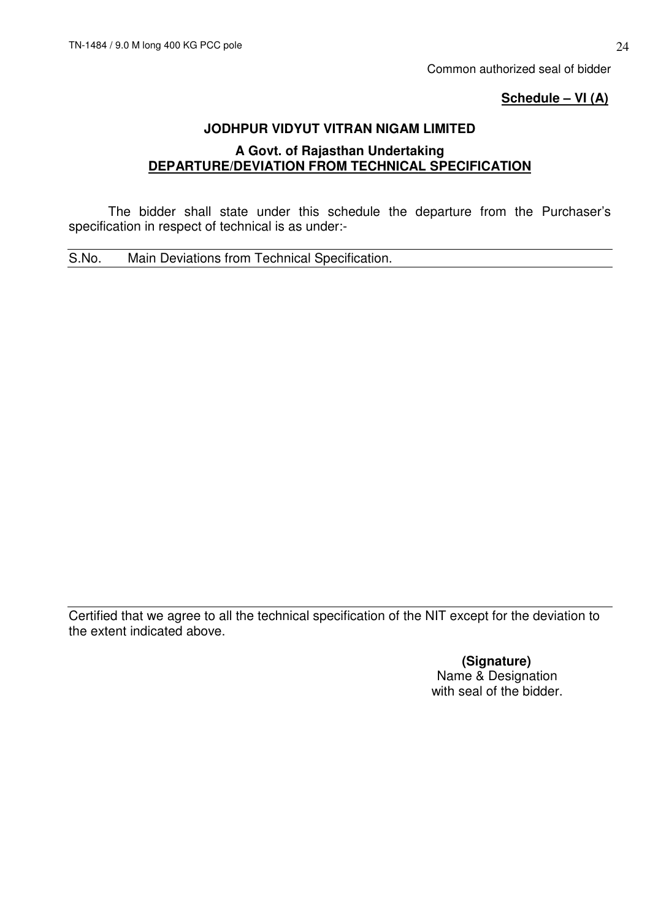Common authorized seal of bidder

**Schedule – VI (A)**

**JODHPUR VIDYUT VITRAN NIGAM LIMITED**

**A Govt. of Rajasthan Undertaking**

**DEPARTURE/DEVIATION FROM TECHNICAL SPECIFICATION**

The bidder shall state under this schedule the departure from the Purchaser's specification in respect of technical is as under:-

| S.No. | Main Deviations from Technical Specification. |
|---|---|
| | |

Certified that we agree to all the technical specification of the NIT except for the deviation to the extent indicated above.

**(Signature)**
Name & Designation
with seal of the bidder.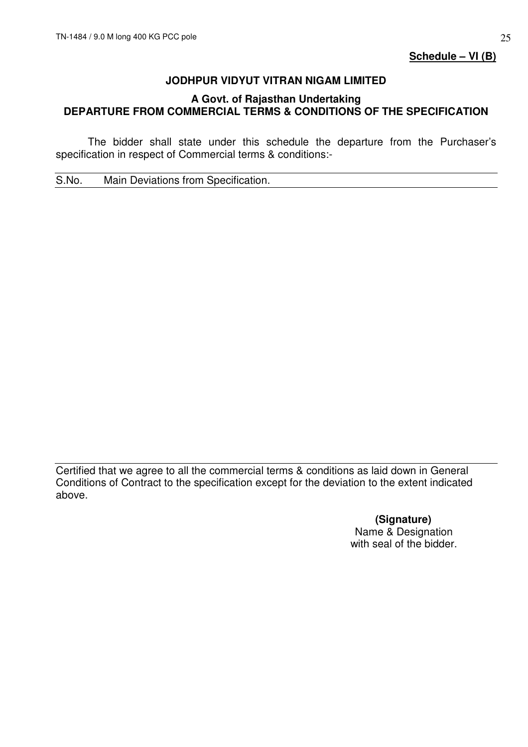**Schedule – VI (B)**

## JODHPUR VIDYUT VITRAN NIGAM LIMITED

### A Govt. of Rajasthan Undertaking
### DEPARTURE FROM COMMERCIAL TERMS & CONDITIONS OF THE SPECIFICATION

The bidder shall state under this schedule the departure from the Purchaser's specification in respect of Commercial terms & conditions:-

| S.No. | Main Deviations from Specification. |
|---|---|
| | |

Certified that we agree to all the commercial terms & conditions as laid down in General Conditions of Contract to the specification except for the deviation to the extent indicated above.

**(Signature)**
Name & Designation
with seal of the bidder.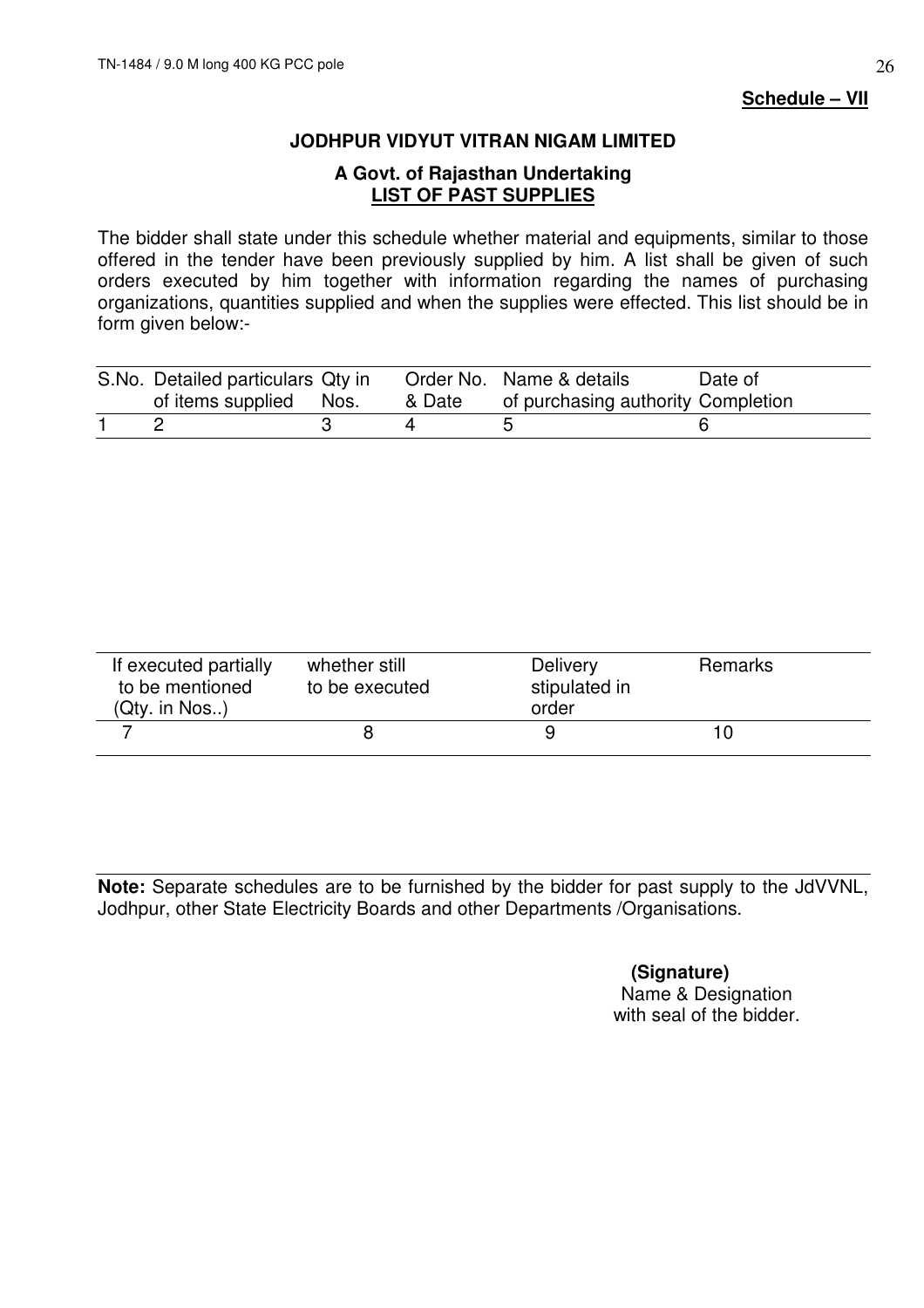**Schedule – VII**

**JODHPUR VIDYUT VITRAN NIGAM LIMITED**

**A Govt. of Rajasthan Undertaking**

**LIST OF PAST SUPPLIES**

The bidder shall state under this schedule whether material and equipments, similar to those offered in the tender have been previously supplied by him. A list shall be given of such orders executed by him together with information regarding the names of purchasing organizations, quantities supplied and when the supplies were effected. This list should be in form given below:-

| S.No. | Detailed particulars of items supplied | Qty in Nos. | Order No. & Date | Name & details of purchasing authority | Date of Completion |
|---|---|---|---|---|---|
| 1 | 2 | 3 | 4 | 5 | 6 |

| If executed partially to be mentioned (Qty. in Nos..) | whether still to be executed | Delivery stipulated in order | Remarks |
|---|---|---|---|
| 7 | 8 | 9 | 10 |

**Note:** Separate schedules are to be furnished by the bidder for past supply to the JdVVNL, Jodhpur, other State Electricity Boards and other Departments /Organisations.

**(Signature)**
Name & Designation
with seal of the bidder.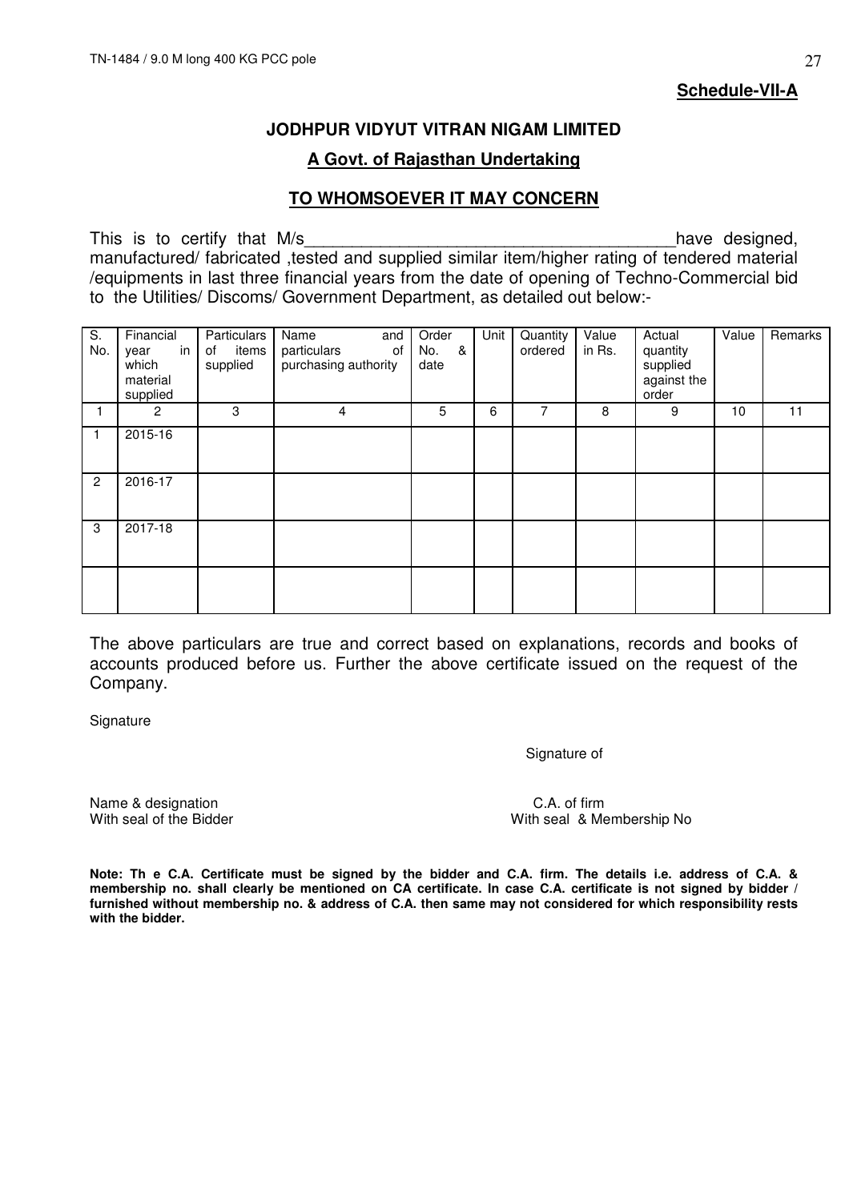**Schedule-VII-A**

## JODHPUR VIDYUT VITRAN NIGAM LIMITED

**A Govt. of Rajasthan Undertaking**

**TO WHOMSOEVER IT MAY CONCERN**

This is to certify that M/s_______________________________________have designed, manufactured/ fabricated ,tested and supplied similar item/higher rating of tendered material /equipments in last three financial years from the date of opening of Techno-Commercial bid to the Utilities/ Discoms/ Government Department, as detailed out below:-

| S. No. | Financial year in which material supplied | Particulars of items supplied | Name and particulars of purchasing authority | Order No. & date | Unit | Quantity ordered | Value in Rs. | Actual quantity supplied against the order | Value | Remarks |
|---|---|---|---|---|---|---|---|---|---|---|
| 1 | 2 | 3 | 4 | 5 | 6 | 7 | 8 | 9 | 10 | 11 |
| 1 | 2015-16 | | | | | | | | | |
| 2 | 2016-17 | | | | | | | | | |
| 3 | 2017-18 | | | | | | | | | |
| | | | | | | | | | | |

The above particulars are true and correct based on explanations, records and books of accounts produced before us. Further the above certificate issued on the request of the Company.

Signature

Signature of

Name & designation
With seal of the Bidder

C.A. of firm
With seal & Membership No

**Note: Th e C.A. Certificate must be signed by the bidder and C.A. firm. The details i.e. address of C.A. & membership no. shall clearly be mentioned on CA certificate. In case C.A. certificate is not signed by bidder / furnished without membership no. & address of C.A. then same may not considered for which responsibility rests with the bidder.**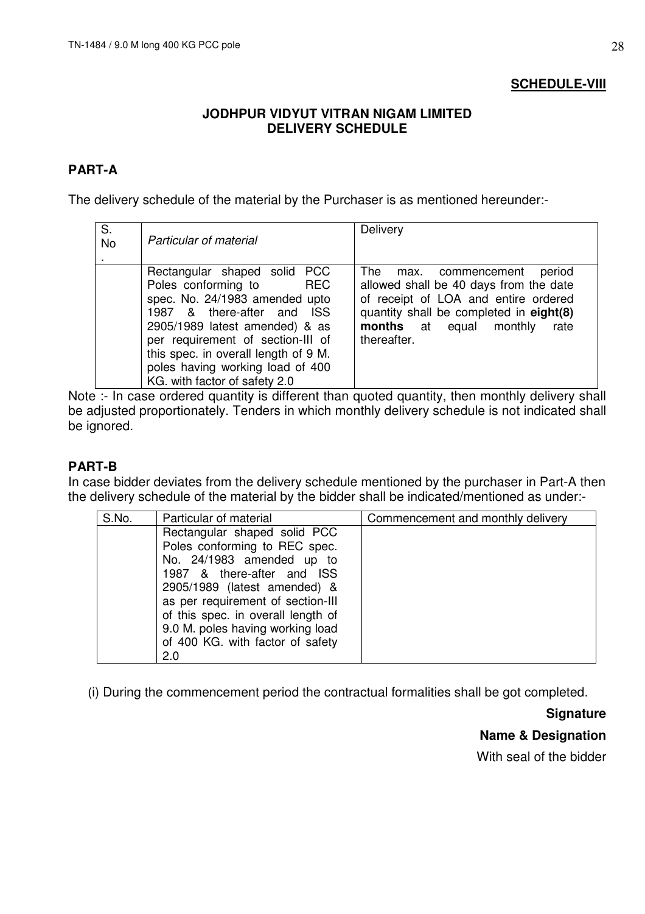**SCHEDULE-VIII**

**JODHPUR VIDYUT VITRAN NIGAM LIMITED**
**DELIVERY SCHEDULE**

**PART-A**

The delivery schedule of the material by the Purchaser is as mentioned hereunder:-

| S. No. | *Particular of material* | Delivery |
|---|---|---|
| | Rectangular shaped solid PCC Poles conforming to REC spec. No. 24/1983 amended upto 1987 & there-after and ISS 2905/1989 latest amended) & as per requirement of section-III of this spec. in overall length of 9 M. poles having working load of 400 KG. with factor of safety 2.0 | The max. commencement period allowed shall be 40 days from the date of receipt of LOA and entire ordered quantity shall be completed in **eight(8) months** at equal monthly rate thereafter. |

Note :- In case ordered quantity is different than quoted quantity, then monthly delivery shall be adjusted proportionately. Tenders in which monthly delivery schedule is not indicated shall be ignored.

**PART-B**

In case bidder deviates from the delivery schedule mentioned by the purchaser in Part-A then the delivery schedule of the material by the bidder shall be indicated/mentioned as under:-

| S.No. | Particular of material | Commencement and monthly delivery |
|---|---|---|
| | Rectangular shaped solid PCC Poles conforming to REC spec. No. 24/1983 amended up to 1987 & there-after and ISS 2905/1989 (latest amended) & as per requirement of section-III of this spec. in overall length of 9.0 M. poles having working load of 400 KG. with factor of safety 2.0 | |

(i) During the commencement period the contractual formalities shall be got completed.

**Signature**

**Name & Designation**

With seal of the bidder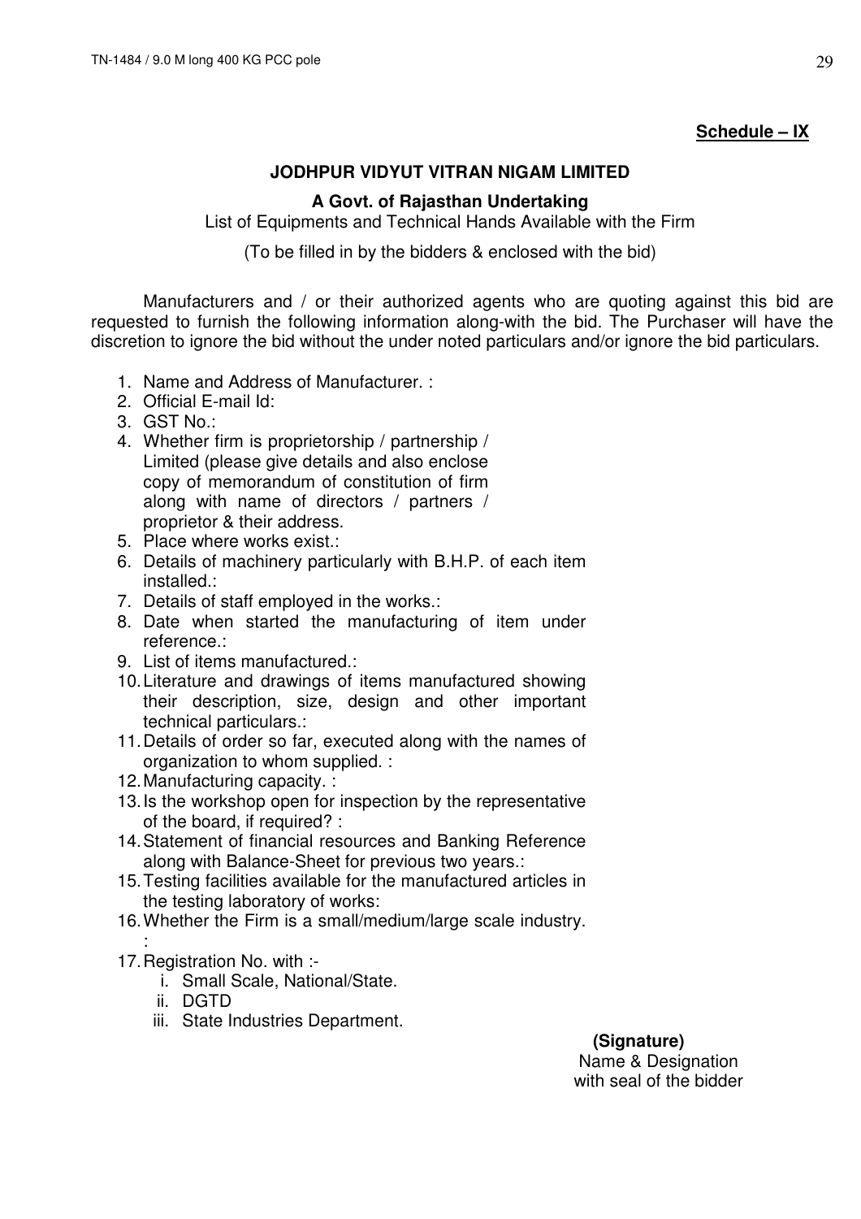**Schedule – IX**

**JODHPUR VIDYUT VITRAN NIGAM LIMITED**

**A Govt. of Rajasthan Undertaking**

List of Equipments and Technical Hands Available with the Firm

(To be filled in by the bidders & enclosed with the bid)

Manufacturers and / or their authorized agents who are quoting against this bid are requested to furnish the following information along-with the bid. The Purchaser will have the discretion to ignore the bid without the under noted particulars and/or ignore the bid particulars.

1. Name and Address of Manufacturer. :
2. Official E-mail Id:
3. GST No.:
4. Whether firm is proprietorship / partnership / Limited (please give details and also enclose copy of memorandum of constitution of firm along with name of directors / partners / proprietor & their address.
5. Place where works exist.:
6. Details of machinery particularly with B.H.P. of each item installed.:
7. Details of staff employed in the works.:
8. Date when started the manufacturing of item under reference.:
9. List of items manufactured.:
10. Literature and drawings of items manufactured showing their description, size, design and other important technical particulars.:
11. Details of order so far, executed along with the names of organization to whom supplied. :
12. Manufacturing capacity. :
13. Is the workshop open for inspection by the representative of the board, if required? :
14. Statement of financial resources and Banking Reference along with Balance-Sheet for previous two years.:
15. Testing facilities available for the manufactured articles in the testing laboratory of works:
16. Whether the Firm is a small/medium/large scale industry. :
17. Registration No. with :-
    i. Small Scale, National/State.
    ii. DGTD
    iii. State Industries Department.

**(Signature)**
Name & Designation
with seal of the bidder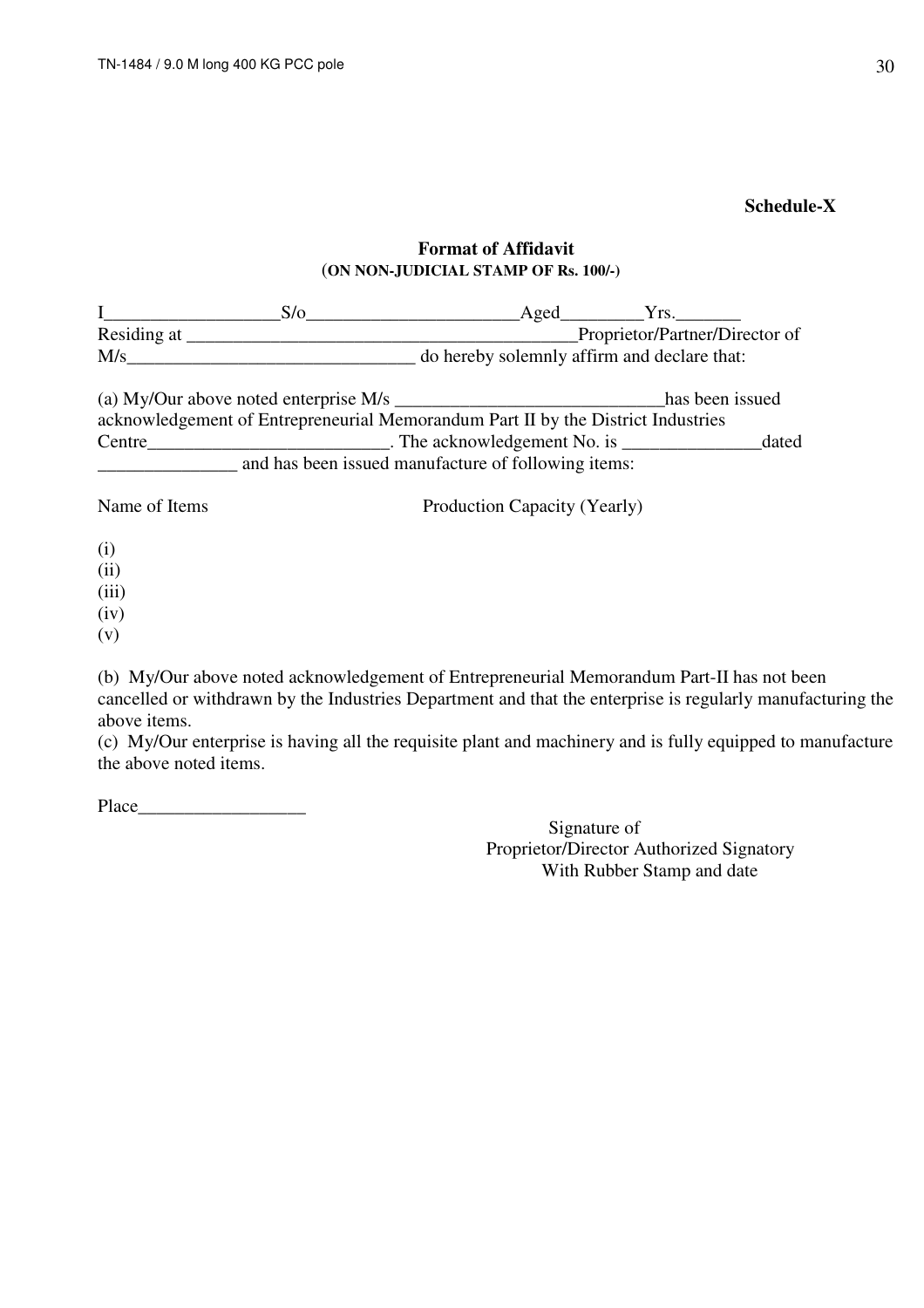**Schedule-X**

**Format of Affidavit**
(**ON NON-JUDICIAL STAMP OF Rs. 100/-**)

I___________________S/o_______________________Aged_________Yrs._______
Residing at ___________________________________________Proprietor/Partner/Director of
M/s_______________________________ do hereby solemnly affirm and declare that:

(a) My/Our above noted enterprise M/s ______________________________has been issued acknowledgement of Entrepreneurial Memorandum Part II by the District Industries Centre__________________________. The acknowledgement No. is _______________dated _______________ and has been issued manufacture of following items:

Name of Items　　　　　　　　Production Capacity (Yearly)

(i)
(ii)
(iii)
(iv)
(v)

(b) My/Our above noted acknowledgement of Entrepreneurial Memorandum Part-II has not been cancelled or withdrawn by the Industries Department and that the enterprise is regularly manufacturing the above items.
(c) My/Our enterprise is having all the requisite plant and machinery and is fully equipped to manufacture the above noted items.

Place__________________

Signature of
Proprietor/Director Authorized Signatory
With Rubber Stamp and date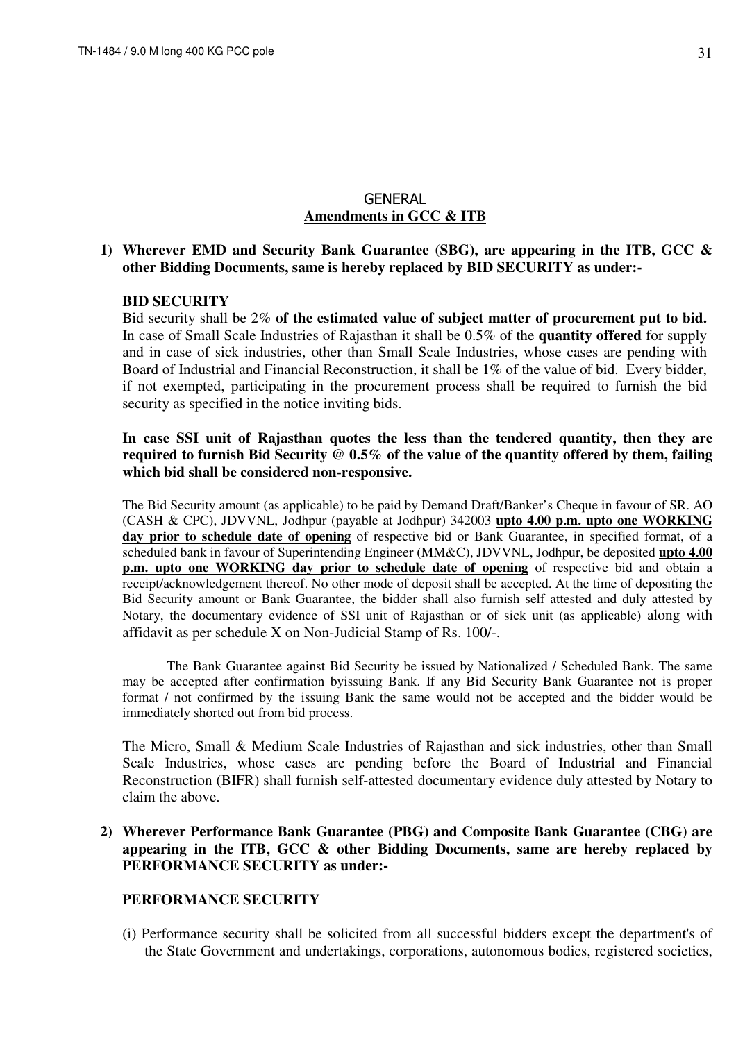## GENERAL
## Amendments in GCC & ITB

**1) Wherever EMD and Security Bank Guarantee (SBG), are appearing in the ITB, GCC & other Bidding Documents, same is hereby replaced by BID SECURITY as under:-**

**BID SECURITY**

Bid security shall be 2% **of the estimated value of subject matter of procurement put to bid.** In case of Small Scale Industries of Rajasthan it shall be 0.5% of the **quantity offered** for supply and in case of sick industries, other than Small Scale Industries, whose cases are pending with Board of Industrial and Financial Reconstruction, it shall be 1% of the value of bid. Every bidder, if not exempted, participating in the procurement process shall be required to furnish the bid security as specified in the notice inviting bids.

**In case SSI unit of Rajasthan quotes the less than the tendered quantity, then they are required to furnish Bid Security @ 0.5% of the value of the quantity offered by them, failing which bid shall be considered non-responsive.**

The Bid Security amount (as applicable) to be paid by Demand Draft/Banker's Cheque in favour of SR. AO (CASH & CPC), JDVVNL, Jodhpur (payable at Jodhpur) 342003 **upto 4.00 p.m. upto one WORKING day prior to schedule date of opening** of respective bid or Bank Guarantee, in specified format, of a scheduled bank in favour of Superintending Engineer (MM&C), JDVVNL, Jodhpur, be deposited **upto 4.00 p.m. upto one WORKING day prior to schedule date of opening** of respective bid and obtain a receipt/acknowledgement thereof. No other mode of deposit shall be accepted. At the time of depositing the Bid Security amount or Bank Guarantee, the bidder shall also furnish self attested and duly attested by Notary, the documentary evidence of SSI unit of Rajasthan or of sick unit (as applicable) along with affidavit as per schedule X on Non-Judicial Stamp of Rs. 100/-.

The Bank Guarantee against Bid Security be issued by Nationalized / Scheduled Bank. The same may be accepted after confirmation byissuing Bank. If any Bid Security Bank Guarantee not is proper format / not confirmed by the issuing Bank the same would not be accepted and the bidder would be immediately shorted out from bid process.

The Micro, Small & Medium Scale Industries of Rajasthan and sick industries, other than Small Scale Industries, whose cases are pending before the Board of Industrial and Financial Reconstruction (BIFR) shall furnish self-attested documentary evidence duly attested by Notary to claim the above.

**2) Wherever Performance Bank Guarantee (PBG) and Composite Bank Guarantee (CBG) are appearing in the ITB, GCC & other Bidding Documents, same are hereby replaced by PERFORMANCE SECURITY as under:-**

**PERFORMANCE SECURITY**

(i) Performance security shall be solicited from all successful bidders except the department's of the State Government and undertakings, corporations, autonomous bodies, registered societies,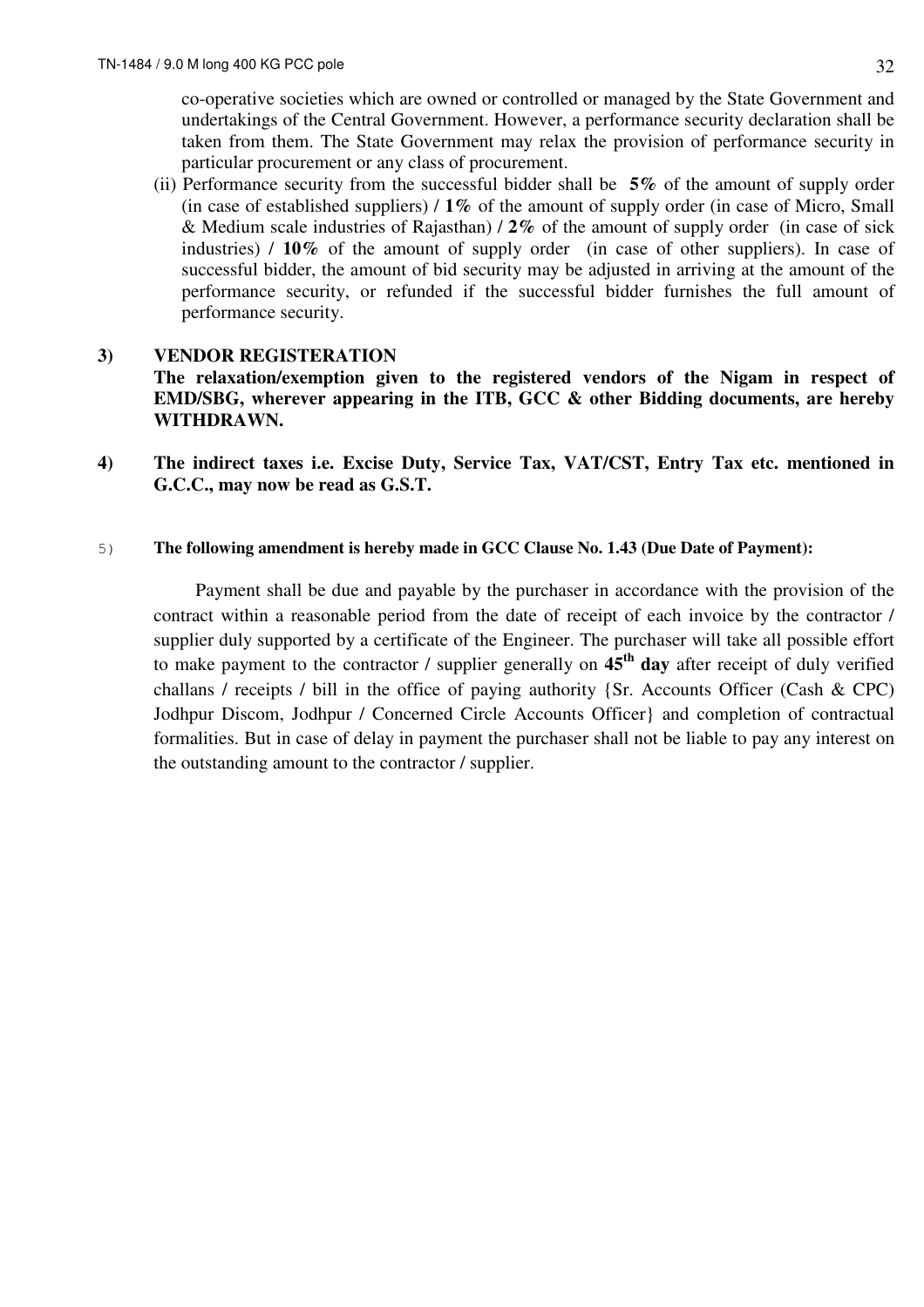co-operative societies which are owned or controlled or managed by the State Government and undertakings of the Central Government. However, a performance security declaration shall be taken from them. The State Government may relax the provision of performance security in particular procurement or any class of procurement.

(ii) Performance security from the successful bidder shall be **5%** of the amount of supply order (in case of established suppliers) **/ 1%** of the amount of supply order (in case of Micro, Small & Medium scale industries of Rajasthan) **/ 2%** of the amount of supply order (in case of sick industries) **/ 10%** of the amount of supply order (in case of other suppliers). In case of successful bidder, the amount of bid security may be adjusted in arriving at the amount of the performance security, or refunded if the successful bidder furnishes the full amount of performance security.

**3) VENDOR REGISTERATION**

**The relaxation/exemption given to the registered vendors of the Nigam in respect of EMD/SBG, wherever appearing in the ITB, GCC & other Bidding documents, are hereby WITHDRAWN.**

**4) The indirect taxes i.e. Excise Duty, Service Tax, VAT/CST, Entry Tax etc. mentioned in G.C.C., may now be read as G.S.T.**

5) **The following amendment is hereby made in GCC Clause No. 1.43 (Due Date of Payment):**

Payment shall be due and payable by the purchaser in accordance with the provision of the contract within a reasonable period from the date of receipt of each invoice by the contractor / supplier duly supported by a certificate of the Engineer. The purchaser will take all possible effort to make payment to the contractor / supplier generally on **45th day** after receipt of duly verified challans / receipts / bill in the office of paying authority {Sr. Accounts Officer (Cash & CPC) Jodhpur Discom, Jodhpur / Concerned Circle Accounts Officer} and completion of contractual formalities. But in case of delay in payment the purchaser shall not be liable to pay any interest on the outstanding amount to the contractor / supplier.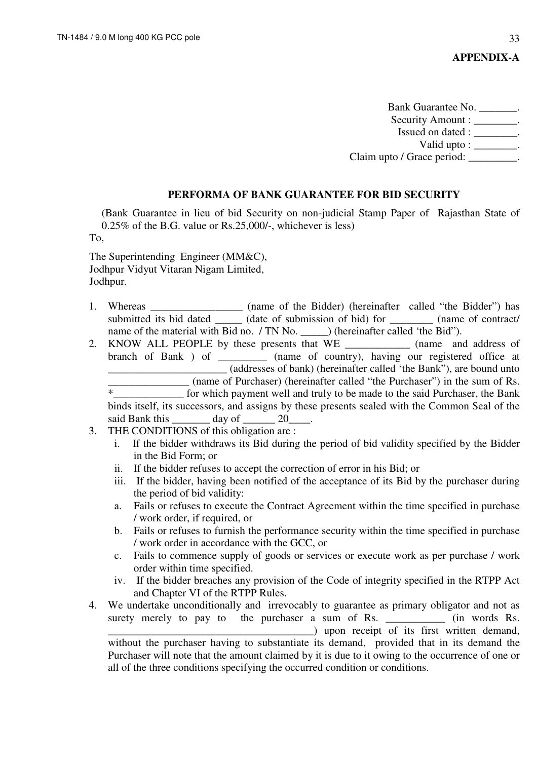**APPENDIX-A**

Bank Guarantee No. _______.
Security Amount : ________.
Issued on dated : ________.
Valid upto : ________.
Claim upto / Grace period: _________.

## PERFORMA OF BANK GUARANTEE FOR BID SECURITY

(Bank Guarantee in lieu of bid Security on non-judicial Stamp Paper of Rajasthan State of 0.25% of the B.G. value or Rs.25,000/-, whichever is less)

To,

The Superintending Engineer (MM&C),
Jodhpur Vidyut Vitaran Nigam Limited,
Jodhpur.

1. Whereas _________________ (name of the Bidder) (hereinafter called "the Bidder") has submitted its bid dated _____ (date of submission of bid) for ________ (name of contract/ name of the material with Bid no. / TN No. _____) (hereinafter called 'the Bid").
2. KNOW ALL PEOPLE by these presents that WE ____________ (name and address of branch of Bank ) of _________ (name of country), having our registered office at ______________________ (addresses of bank) (hereinafter called 'the Bank"), are bound unto _______________ (name of Purchaser) (hereinafter called "the Purchaser") in the sum of Rs. *_____________ for which payment well and truly to be made to the said Purchaser, the Bank binds itself, its successors, and assigns by these presents sealed with the Common Seal of the said Bank this _______ day of ______ 20____.
3. THE CONDITIONS of this obligation are :
   i. If the bidder withdraws its Bid during the period of bid validity specified by the Bidder in the Bid Form; or
   ii. If the bidder refuses to accept the correction of error in his Bid; or
   iii. If the bidder, having been notified of the acceptance of its Bid by the purchaser during the period of bid validity:
   a. Fails or refuses to execute the Contract Agreement within the time specified in purchase / work order, if required, or
   b. Fails or refuses to furnish the performance security within the time specified in purchase / work order in accordance with the GCC, or
   c. Fails to commence supply of goods or services or execute work as per purchase / work order within time specified.
   iv. If the bidder breaches any provision of the Code of integrity specified in the RTPP Act and Chapter VI of the RTPP Rules.
4. We undertake unconditionally and irrevocably to guarantee as primary obligator and not as surety merely to pay to the purchaser a sum of Rs. ___________ (in words Rs. _______________________________________) upon receipt of its first written demand, without the purchaser having to substantiate its demand, provided that in its demand the Purchaser will note that the amount claimed by it is due to it owing to the occurrence of one or all of the three conditions specifying the occurred condition or conditions.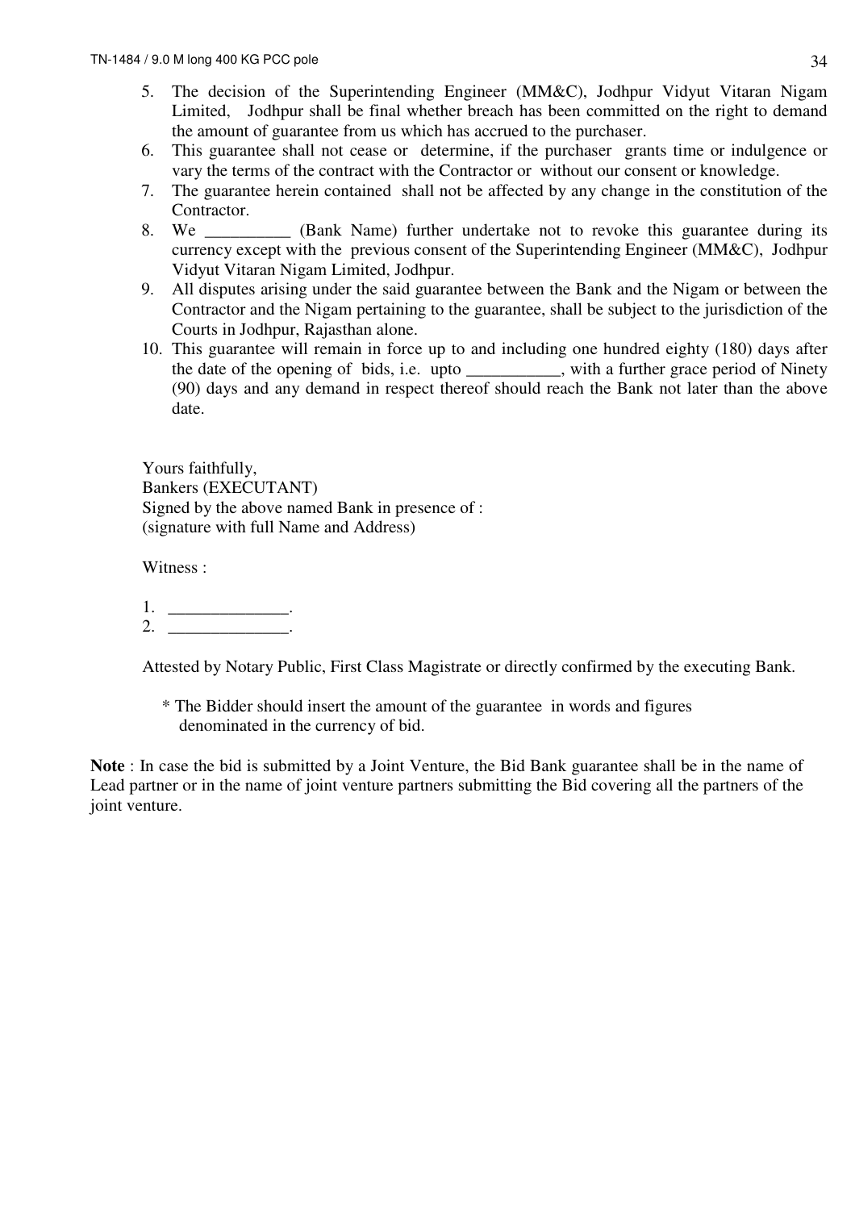5. The decision of the Superintending Engineer (MM&C), Jodhpur Vidyut Vitaran Nigam Limited, Jodhpur shall be final whether breach has been committed on the right to demand the amount of guarantee from us which has accrued to the purchaser.
6. This guarantee shall not cease or determine, if the purchaser grants time or indulgence or vary the terms of the contract with the Contractor or without our consent or knowledge.
7. The guarantee herein contained shall not be affected by any change in the constitution of the Contractor.
8. We __________ (Bank Name) further undertake not to revoke this guarantee during its currency except with the previous consent of the Superintending Engineer (MM&C), Jodhpur Vidyut Vitaran Nigam Limited, Jodhpur.
9. All disputes arising under the said guarantee between the Bank and the Nigam or between the Contractor and the Nigam pertaining to the guarantee, shall be subject to the jurisdiction of the Courts in Jodhpur, Rajasthan alone.
10. This guarantee will remain in force up to and including one hundred eighty (180) days after the date of the opening of bids, i.e. upto ___________, with a further grace period of Ninety (90) days and any demand in respect thereof should reach the Bank not later than the above date.

Yours faithfully,
Bankers (EXECUTANT)
Signed by the above named Bank in presence of :
(signature with full Name and Address)

Witness :

1. ______________.
2. ______________.

Attested by Notary Public, First Class Magistrate or directly confirmed by the executing Bank.

\* The Bidder should insert the amount of the guarantee in words and figures denominated in the currency of bid.

**Note** : In case the bid is submitted by a Joint Venture, the Bid Bank guarantee shall be in the name of Lead partner or in the name of joint venture partners submitting the Bid covering all the partners of the joint venture.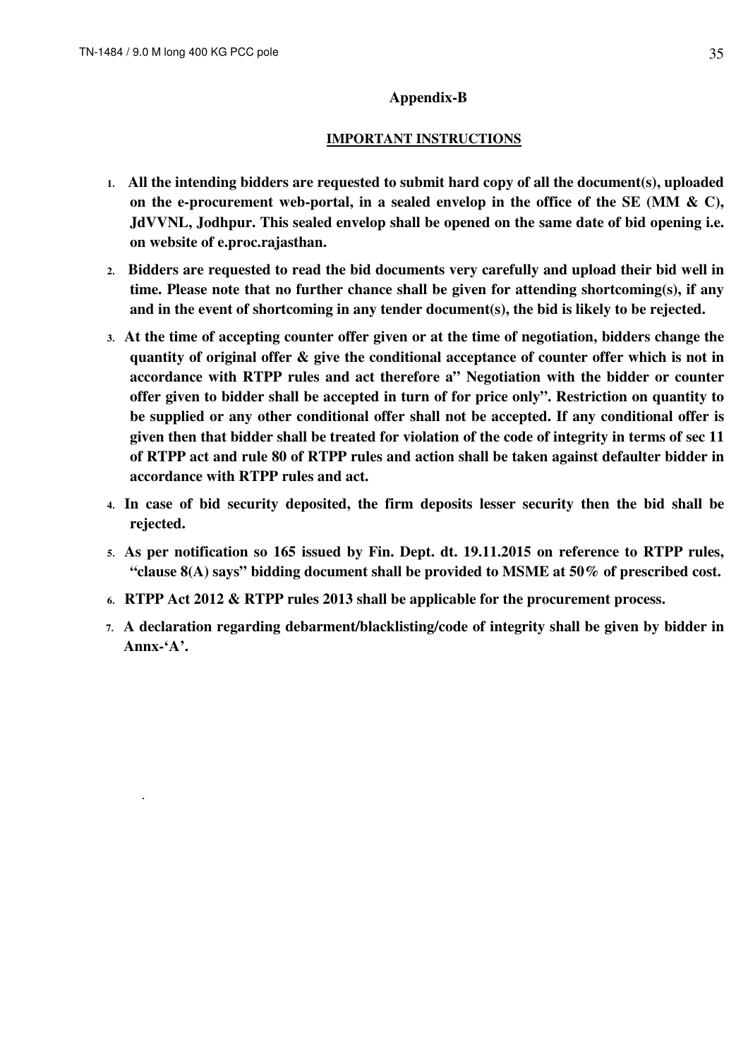## Appendix-B

### IMPORTANT INSTRUCTIONS

1. **All the intending bidders are requested to submit hard copy of all the document(s), uploaded on the e-procurement web-portal, in a sealed envelop in the office of the SE (MM & C), JdVVNL, Jodhpur. This sealed envelop shall be opened on the same date of bid opening i.e. on website of e.proc.rajasthan.**

2. **Bidders are requested to read the bid documents very carefully and upload their bid well in time. Please note that no further chance shall be given for attending shortcoming(s), if any and in the event of shortcoming in any tender document(s), the bid is likely to be rejected.**

3. **At the time of accepting counter offer given or at the time of negotiation, bidders change the quantity of original offer & give the conditional acceptance of counter offer which is not in accordance with RTPP rules and act therefore a" Negotiation with the bidder or counter offer given to bidder shall be accepted in turn of for price only". Restriction on quantity to be supplied or any other conditional offer shall not be accepted. If any conditional offer is given then that bidder shall be treated for violation of the code of integrity in terms of sec 11 of RTPP act and rule 80 of RTPP rules and action shall be taken against defaulter bidder in accordance with RTPP rules and act.**

4. **In case of bid security deposited, the firm deposits lesser security then the bid shall be rejected.**

5. **As per notification so 165 issued by Fin. Dept. dt. 19.11.2015 on reference to RTPP rules, "clause 8(A) says" bidding document shall be provided to MSME at 50% of prescribed cost.**

6. **RTPP Act 2012 & RTPP rules 2013 shall be applicable for the procurement process.**

7. **A declaration regarding debarment/blacklisting/code of integrity shall be given by bidder in Annx-'A'.**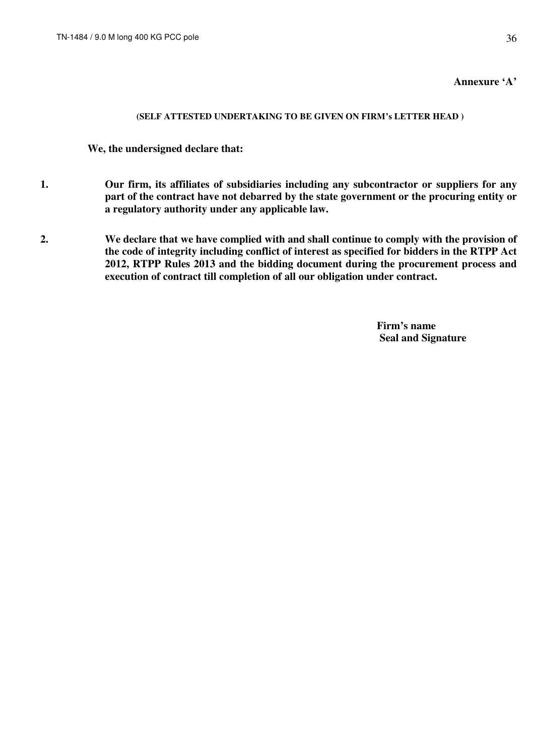**Annexure 'A'**

**(SELF ATTESTED UNDERTAKING TO BE GIVEN ON FIRM's LETTER HEAD )**

**We, the undersigned declare that:**

1. **Our firm, its affiliates of subsidiaries including any subcontractor or suppliers for any part of the contract have not debarred by the state government or the procuring entity or a regulatory authority under any applicable law.**

2. **We declare that we have complied with and shall continue to comply with the provision of the code of integrity including conflict of interest as specified for bidders in the RTPP Act 2012, RTPP Rules 2013 and the bidding document during the procurement process and execution of contract till completion of all our obligation under contract.**

**Firm's name**
**Seal and Signature**